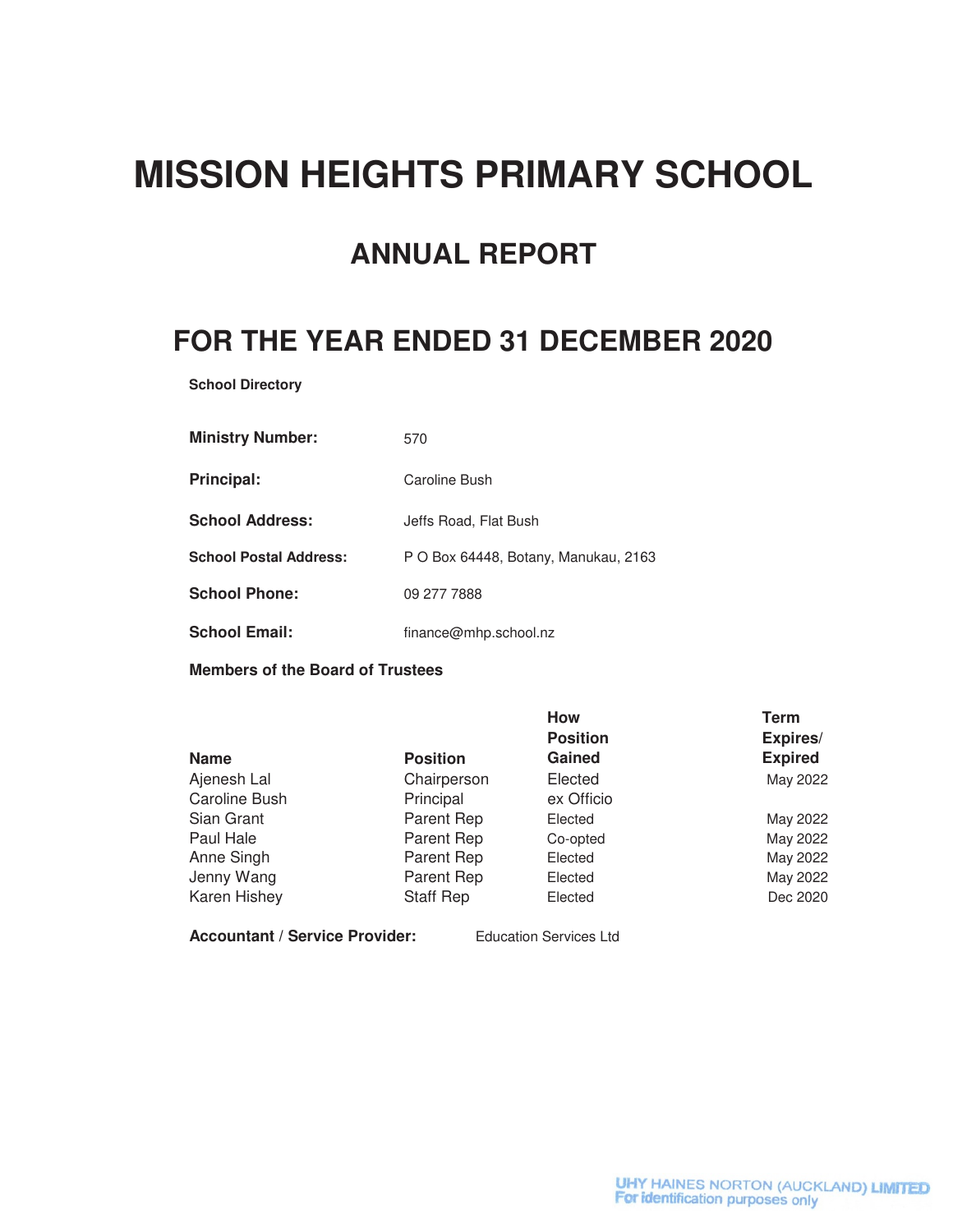# MISSION HEIGHTS PRIMARY SCHOOL

## ANNUAL REPORT

## FOR THE YEAR ENDED 31 DECEMBER 2020

**School Directory**

| | |
|---|---|
| **Ministry Number:** | 570 |
| **Principal:** | Caroline Bush |
| **School Address:** | Jeffs Road, Flat Bush |
| **School Postal Address:** | P O Box 64448, Botany, Manukau, 2163 |
| **School Phone:** | 09 277 7888 |
| **School Email:** | finance@mhp.school.nz |

**Members of the Board of Trustees**

| Name | Position | How Position Gained | Term Expires/ Expired |
|---|---|---|---|
| Ajenesh Lal | Chairperson | Elected | May 2022 |
| Caroline Bush | Principal | ex Officio | |
| Sian Grant | Parent Rep | Elected | May 2022 |
| Paul Hale | Parent Rep | Co-opted | May 2022 |
| Anne Singh | Parent Rep | Elected | May 2022 |
| Jenny Wang | Parent Rep | Elected | May 2022 |
| Karen Hishey | Staff Rep | Elected | Dec 2020 |

**Accountant / Service Provider:** Education Services Ltd

UHY HAINES NORTON (AUCKLAND) LIMITED
For identification purposes only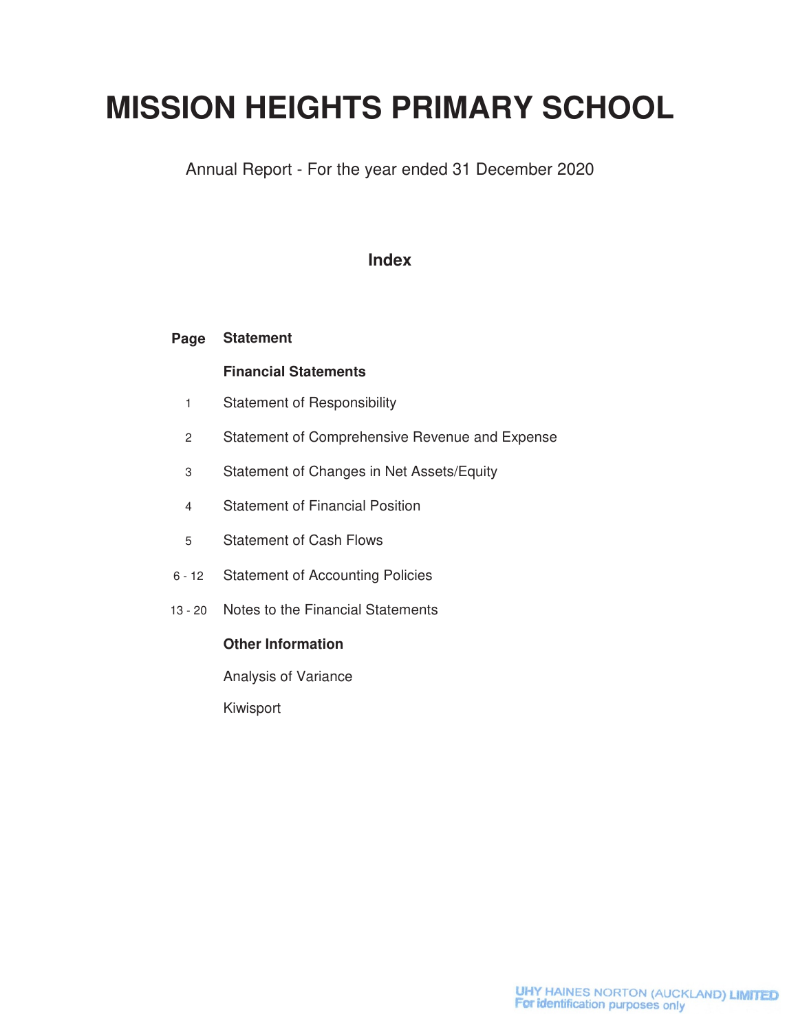# MISSION HEIGHTS PRIMARY SCHOOL

Annual Report - For the year ended 31 December 2020

## Index

| Page | Statement |
|---|---|
| | **Financial Statements** |
| 1 | Statement of Responsibility |
| 2 | Statement of Comprehensive Revenue and Expense |
| 3 | Statement of Changes in Net Assets/Equity |
| 4 | Statement of Financial Position |
| 5 | Statement of Cash Flows |
| 6 - 12 | Statement of Accounting Policies |
| 13 - 20 | Notes to the Financial Statements |
| | **Other Information** |
| | Analysis of Variance |
| | Kiwisport |

UHY HAINES NORTON (AUCKLAND) LIMITED
For identification purposes only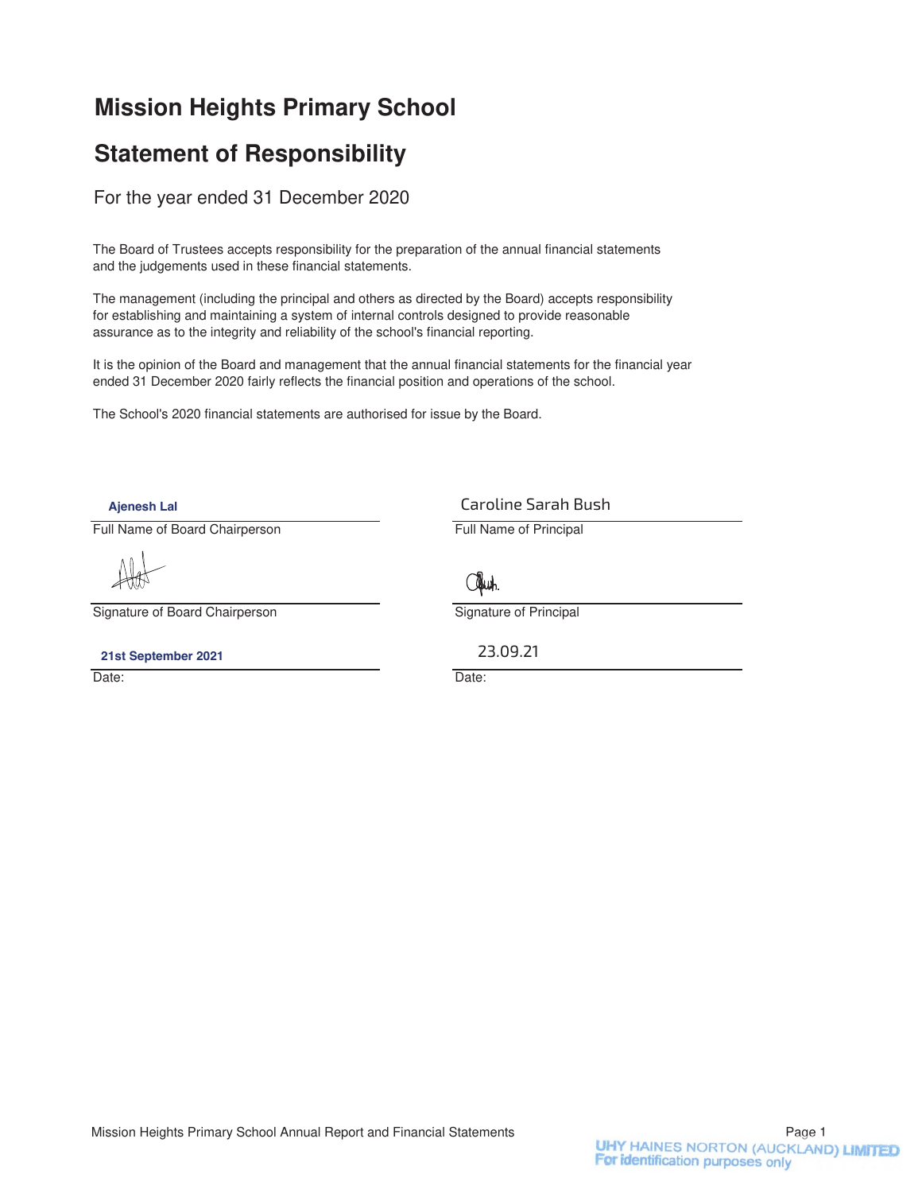# Mission Heights Primary School

## Statement of Responsibility

For the year ended 31 December 2020

The Board of Trustees accepts responsibility for the preparation of the annual financial statements and the judgements used in these financial statements.

The management (including the principal and others as directed by the Board) accepts responsibility for establishing and maintaining a system of internal controls designed to provide reasonable assurance as to the integrity and reliability of the school's financial reporting.

It is the opinion of the Board and management that the annual financial statements for the financial year ended 31 December 2020 fairly reflects the financial position and operations of the school.

The School's 2020 financial statements are authorised for issue by the Board.

| | |
|---|---|
| Ajenesh Lal | Caroline Sarah Bush |
| Full Name of Board Chairperson | Full Name of Principal |
| [signature] | [signature] |
| Signature of Board Chairperson | Signature of Principal |
| 21st September 2021 | 23.09.21 |
| Date: | Date: |

UHY HAINES NORTON (AUCKLAND) LIMITED
For identification purposes only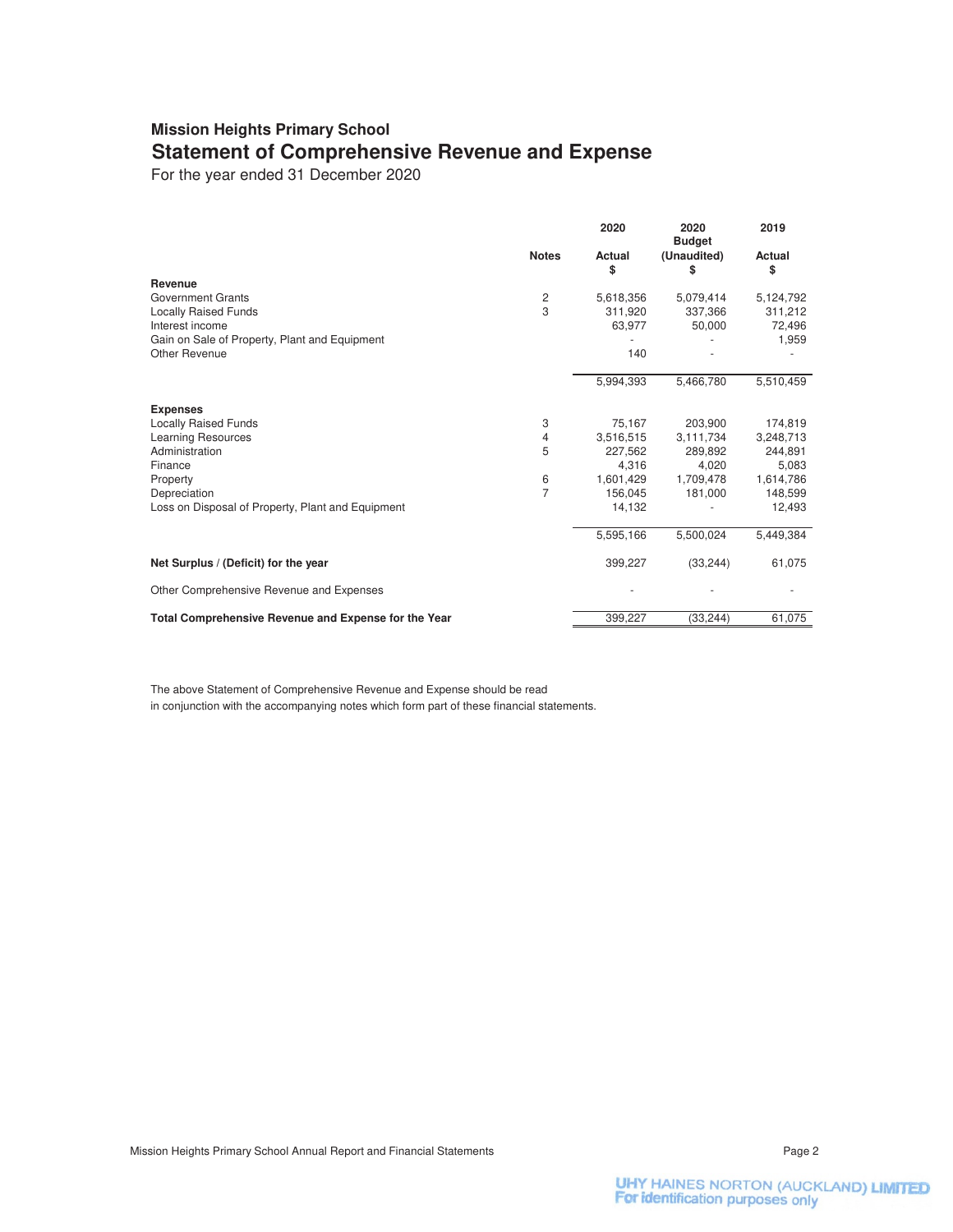# Mission Heights Primary School

## Statement of Comprehensive Revenue and Expense

For the year ended 31 December 2020

| | Notes | 2020 Actual $ | 2020 Budget (Unaudited) $ | 2019 Actual $ |
|---|---|---|---|---|
| **Revenue** | | | | |
| Government Grants | 2 | 5,618,356 | 5,079,414 | 5,124,792 |
| Locally Raised Funds | 3 | 311,920 | 337,366 | 311,212 |
| Interest income | | 63,977 | 50,000 | 72,496 |
| Gain on Sale of Property, Plant and Equipment | | - | - | 1,959 |
| Other Revenue | | 140 | - | - |
| | | 5,994,393 | 5,466,780 | 5,510,459 |
| **Expenses** | | | | |
| Locally Raised Funds | 3 | 75,167 | 203,900 | 174,819 |
| Learning Resources | 4 | 3,516,515 | 3,111,734 | 3,248,713 |
| Administration | 5 | 227,562 | 289,892 | 244,891 |
| Finance | | 4,316 | 4,020 | 5,083 |
| Property | 6 | 1,601,429 | 1,709,478 | 1,614,786 |
| Depreciation | 7 | 156,045 | 181,000 | 148,599 |
| Loss on Disposal of Property, Plant and Equipment | | 14,132 | - | 12,493 |
| | | 5,595,166 | 5,500,024 | 5,449,384 |
| **Net Surplus / (Deficit) for the year** | | 399,227 | (33,244) | 61,075 |
| Other Comprehensive Revenue and Expenses | | - | - | - |
| **Total Comprehensive Revenue and Expense for the Year** | | 399,227 | (33,244) | 61,075 |

The above Statement of Comprehensive Revenue and Expense should be read in conjunction with the accompanying notes which form part of these financial statements.

UHY HAINES NORTON (AUCKLAND) LIMITED
For identification purposes only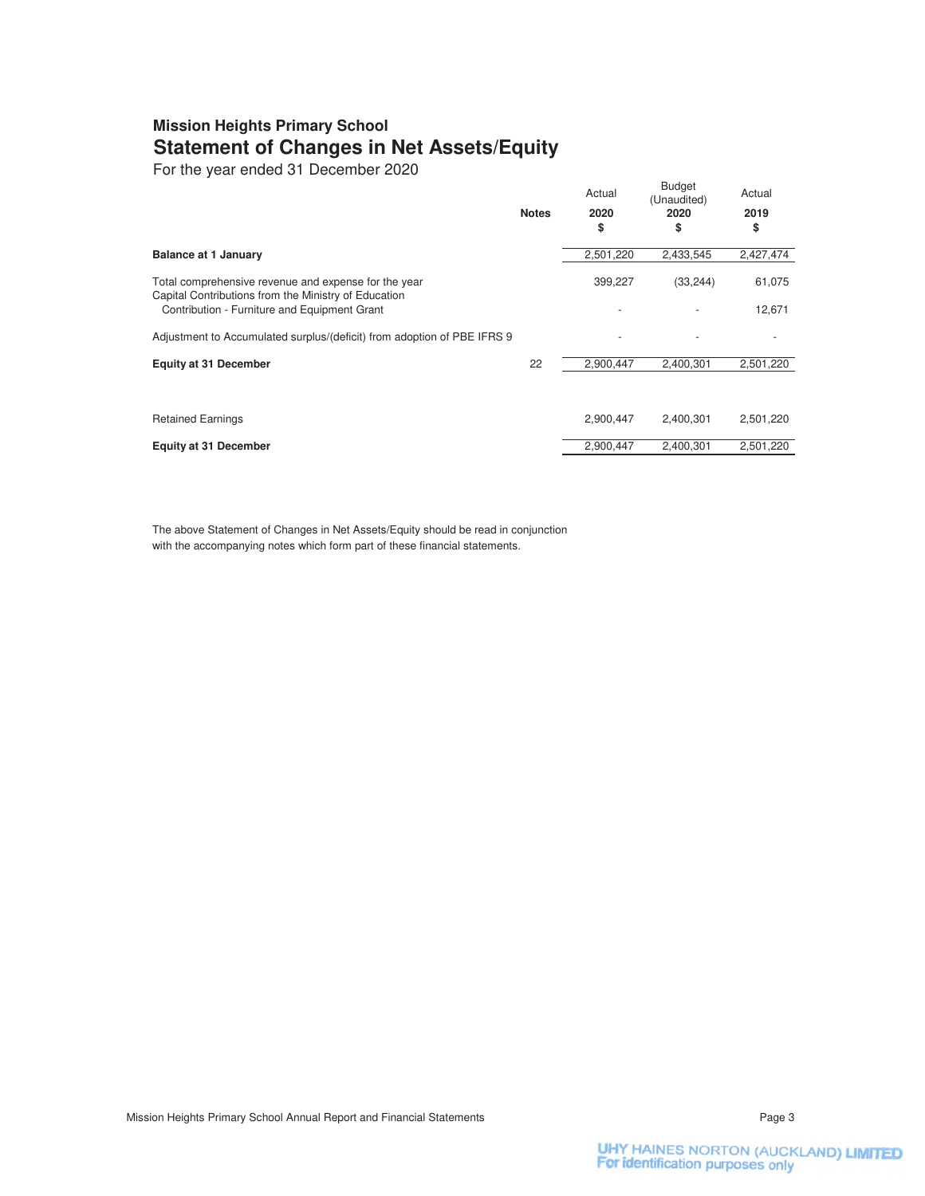**Mission Heights Primary School**

# Statement of Changes in Net Assets/Equity

For the year ended 31 December 2020

| | Notes | Actual 2020 $ | Budget (Unaudited) 2020 $ | Actual 2019 $ |
|---|---|---|---|---|
| **Balance at 1 January** | | 2,501,220 | 2,433,545 | 2,427,474 |
| Total comprehensive revenue and expense for the year | | 399,227 | (33,244) | 61,075 |
| Capital Contributions from the Ministry of Education | | | | |
| Contribution - Furniture and Equipment Grant | | - | - | 12,671 |
| Adjustment to Accumulated surplus/(deficit) from adoption of PBE IFRS 9 | | - | - | - |
| **Equity at 31 December** | 22 | 2,900,447 | 2,400,301 | 2,501,220 |
| | | | | |
| Retained Earnings | | 2,900,447 | 2,400,301 | 2,501,220 |
| **Equity at 31 December** | | 2,900,447 | 2,400,301 | 2,501,220 |

The above Statement of Changes in Net Assets/Equity should be read in conjunction with the accompanying notes which form part of these financial statements.

UHY HAINES NORTON (AUCKLAND) LIMITED
For identification purposes only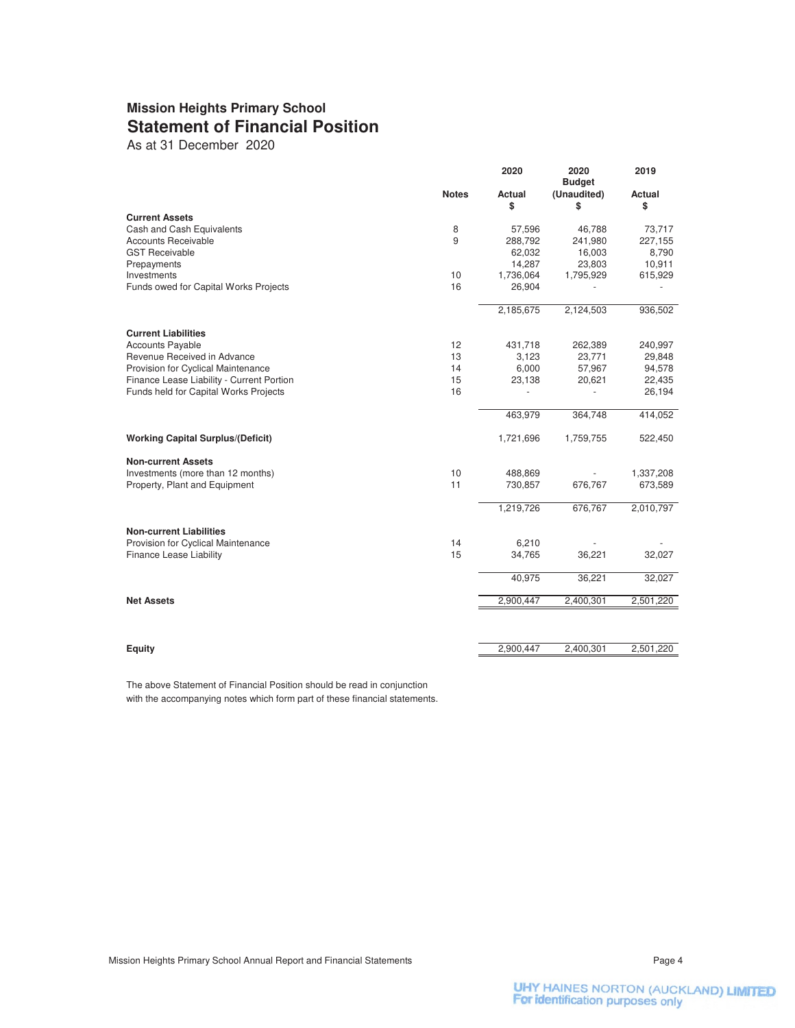## Mission Heights Primary School

# Statement of Financial Position

As at 31 December 2020

| | Notes | 2020 Actual $ | 2020 Budget (Unaudited) $ | 2019 Actual $ |
|---|---|---|---|---|
| **Current Assets** | | | | |
| Cash and Cash Equivalents | 8 | 57,596 | 46,788 | 73,717 |
| Accounts Receivable | 9 | 288,792 | 241,980 | 227,155 |
| GST Receivable | | 62,032 | 16,003 | 8,790 |
| Prepayments | | 14,287 | 23,803 | 10,911 |
| Investments | 10 | 1,736,064 | 1,795,929 | 615,929 |
| Funds owed for Capital Works Projects | 16 | 26,904 | - | - |
| | | 2,185,675 | 2,124,503 | 936,502 |
| **Current Liabilities** | | | | |
| Accounts Payable | 12 | 431,718 | 262,389 | 240,997 |
| Revenue Received in Advance | 13 | 3,123 | 23,771 | 29,848 |
| Provision for Cyclical Maintenance | 14 | 6,000 | 57,967 | 94,578 |
| Finance Lease Liability - Current Portion | 15 | 23,138 | 20,621 | 22,435 |
| Funds held for Capital Works Projects | 16 | - | - | 26,194 |
| | | 463,979 | 364,748 | 414,052 |
| **Working Capital Surplus/(Deficit)** | | 1,721,696 | 1,759,755 | 522,450 |
| **Non-current Assets** | | | | |
| Investments (more than 12 months) | 10 | 488,869 | - | 1,337,208 |
| Property, Plant and Equipment | 11 | 730,857 | 676,767 | 673,589 |
| | | 1,219,726 | 676,767 | 2,010,797 |
| **Non-current Liabilities** | | | | |
| Provision for Cyclical Maintenance | 14 | 6,210 | - | - |
| Finance Lease Liability | 15 | 34,765 | 36,221 | 32,027 |
| | | 40,975 | 36,221 | 32,027 |
| **Net Assets** | | 2,900,447 | 2,400,301 | 2,501,220 |
| **Equity** | | 2,900,447 | 2,400,301 | 2,501,220 |

The above Statement of Financial Position should be read in conjunction with the accompanying notes which form part of these financial statements.

UHY HAINES NORTON (AUCKLAND) LIMITED
For identification purposes only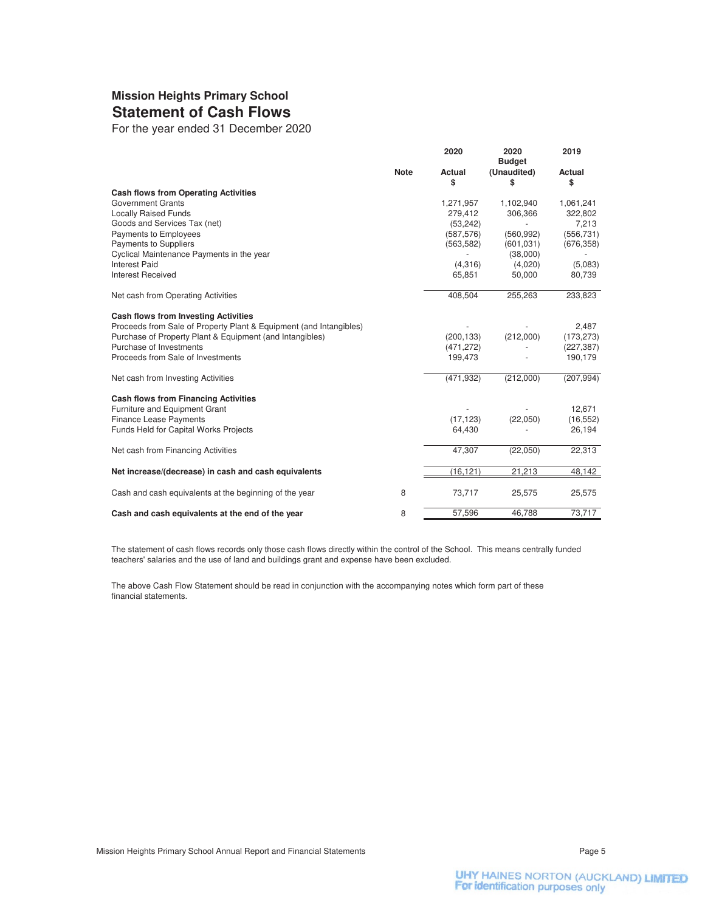# Mission Heights Primary School

## Statement of Cash Flows

For the year ended 31 December 2020

| | Note | 2020 Actual $ | 2020 Budget (Unaudited) $ | 2019 Actual $ |
|---|---|---|---|---|
| **Cash flows from Operating Activities** | | | | |
| Government Grants | | 1,271,957 | 1,102,940 | 1,061,241 |
| Locally Raised Funds | | 279,412 | 306,366 | 322,802 |
| Goods and Services Tax (net) | | (53,242) | - | 7,213 |
| Payments to Employees | | (587,576) | (560,992) | (556,731) |
| Payments to Suppliers | | (563,582) | (601,031) | (676,358) |
| Cyclical Maintenance Payments in the year | | - | (38,000) | - |
| Interest Paid | | (4,316) | (4,020) | (5,083) |
| Interest Received | | 65,851 | 50,000 | 80,739 |
| Net cash from Operating Activities | | 408,504 | 255,263 | 233,823 |
| **Cash flows from Investing Activities** | | | | |
| Proceeds from Sale of Property Plant & Equipment (and Intangibles) | | - | - | 2,487 |
| Purchase of Property Plant & Equipment (and Intangibles) | | (200,133) | (212,000) | (173,273) |
| Purchase of Investments | | (471,272) | - | (227,387) |
| Proceeds from Sale of Investments | | 199,473 | - | 190,179 |
| Net cash from Investing Activities | | (471,932) | (212,000) | (207,994) |
| **Cash flows from Financing Activities** | | | | |
| Furniture and Equipment Grant | | - | - | 12,671 |
| Finance Lease Payments | | (17,123) | (22,050) | (16,552) |
| Funds Held for Capital Works Projects | | 64,430 | - | 26,194 |
| Net cash from Financing Activities | | 47,307 | (22,050) | 22,313 |
| **Net increase/(decrease) in cash and cash equivalents** | | (16,121) | 21,213 | 48,142 |
| Cash and cash equivalents at the beginning of the year | 8 | 73,717 | 25,575 | 25,575 |
| **Cash and cash equivalents at the end of the year** | 8 | 57,596 | 46,788 | 73,717 |

The statement of cash flows records only those cash flows directly within the control of the School. This means centrally funded teachers' salaries and the use of land and buildings grant and expense have been excluded.

The above Cash Flow Statement should be read in conjunction with the accompanying notes which form part of these financial statements.

UHY HAINES NORTON (AUCKLAND) LIMITED
For identification purposes only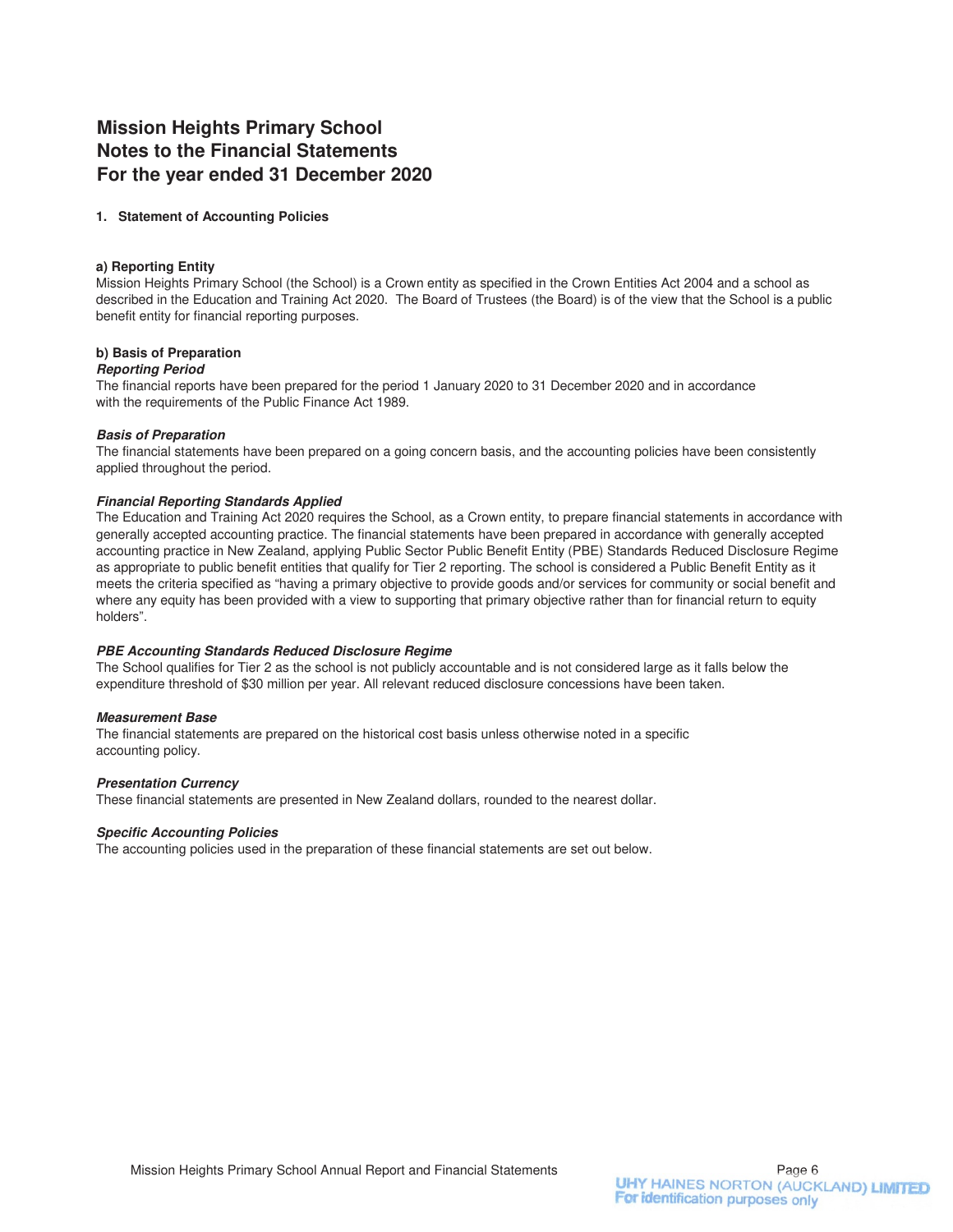# Mission Heights Primary School
# Notes to the Financial Statements
# For the year ended 31 December 2020

## 1. Statement of Accounting Policies

### a) Reporting Entity

Mission Heights Primary School (the School) is a Crown entity as specified in the Crown Entities Act 2004 and a school as described in the Education and Training Act 2020. The Board of Trustees (the Board) is of the view that the School is a public benefit entity for financial reporting purposes.

### b) Basis of Preparation

***Reporting Period***

The financial reports have been prepared for the period 1 January 2020 to 31 December 2020 and in accordance with the requirements of the Public Finance Act 1989.

***Basis of Preparation***

The financial statements have been prepared on a going concern basis, and the accounting policies have been consistently applied throughout the period.

***Financial Reporting Standards Applied***

The Education and Training Act 2020 requires the School, as a Crown entity, to prepare financial statements in accordance with generally accepted accounting practice. The financial statements have been prepared in accordance with generally accepted accounting practice in New Zealand, applying Public Sector Public Benefit Entity (PBE) Standards Reduced Disclosure Regime as appropriate to public benefit entities that qualify for Tier 2 reporting. The school is considered a Public Benefit Entity as it meets the criteria specified as "having a primary objective to provide goods and/or services for community or social benefit and where any equity has been provided with a view to supporting that primary objective rather than for financial return to equity holders".

***PBE Accounting Standards Reduced Disclosure Regime***

The School qualifies for Tier 2 as the school is not publicly accountable and is not considered large as it falls below the expenditure threshold of $30 million per year. All relevant reduced disclosure concessions have been taken.

***Measurement Base***

The financial statements are prepared on the historical cost basis unless otherwise noted in a specific accounting policy.

***Presentation Currency***

These financial statements are presented in New Zealand dollars, rounded to the nearest dollar.

***Specific Accounting Policies***

The accounting policies used in the preparation of these financial statements are set out below.

UHY HAINES NORTON (AUCKLAND) LIMITED
For identification purposes only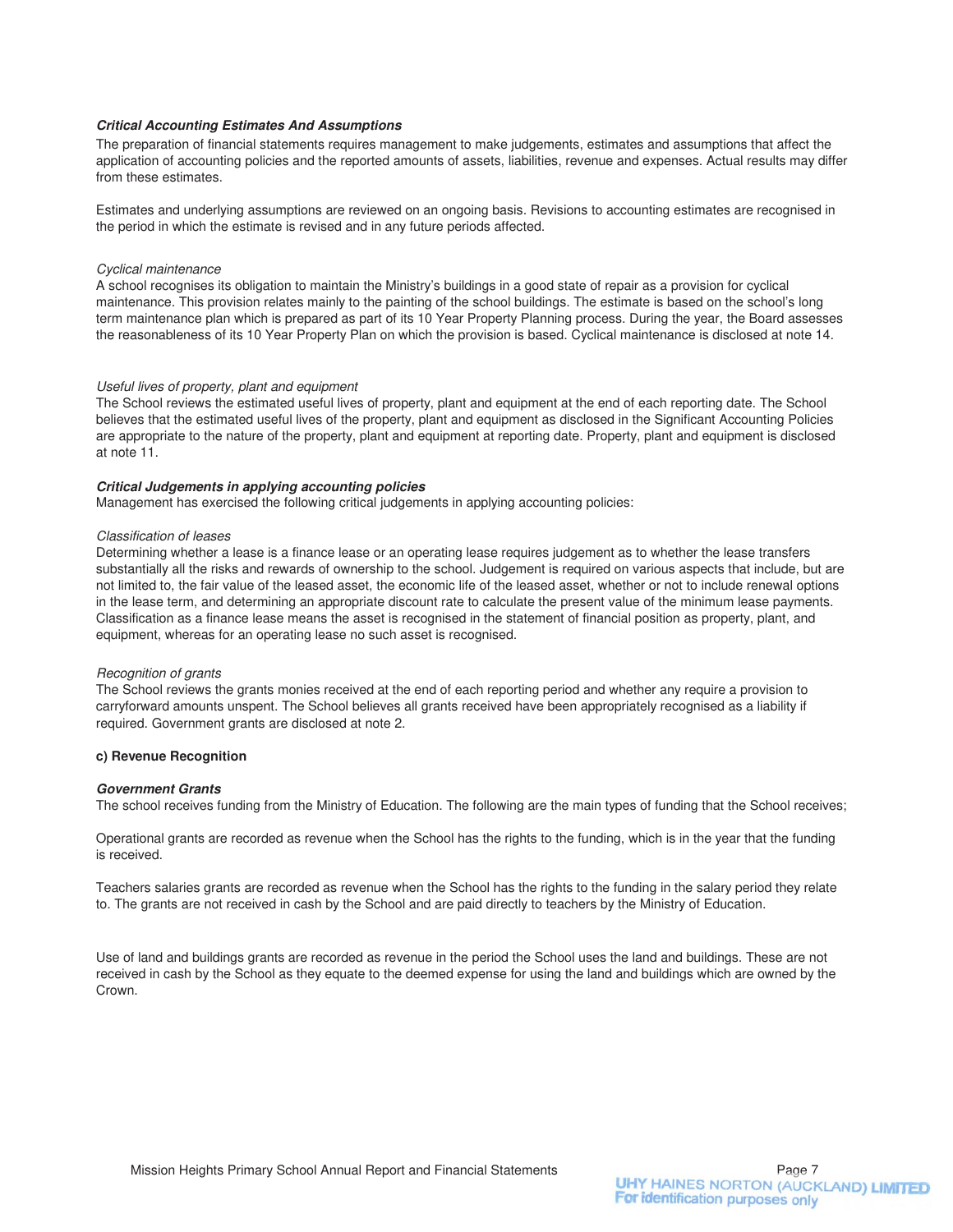***Critical Accounting Estimates And Assumptions***

The preparation of financial statements requires management to make judgements, estimates and assumptions that affect the application of accounting policies and the reported amounts of assets, liabilities, revenue and expenses. Actual results may differ from these estimates.

Estimates and underlying assumptions are reviewed on an ongoing basis. Revisions to accounting estimates are recognised in the period in which the estimate is revised and in any future periods affected.

*Cyclical maintenance*

A school recognises its obligation to maintain the Ministry's buildings in a good state of repair as a provision for cyclical maintenance. This provision relates mainly to the painting of the school buildings. The estimate is based on the school's long term maintenance plan which is prepared as part of its 10 Year Property Planning process. During the year, the Board assesses the reasonableness of its 10 Year Property Plan on which the provision is based. Cyclical maintenance is disclosed at note 14.

*Useful lives of property, plant and equipment*

The School reviews the estimated useful lives of property, plant and equipment at the end of each reporting date. The School believes that the estimated useful lives of the property, plant and equipment as disclosed in the Significant Accounting Policies are appropriate to the nature of the property, plant and equipment at reporting date. Property, plant and equipment is disclosed at note 11.

***Critical Judgements in applying accounting policies***

Management has exercised the following critical judgements in applying accounting policies:

*Classification of leases*

Determining whether a lease is a finance lease or an operating lease requires judgement as to whether the lease transfers substantially all the risks and rewards of ownership to the school. Judgement is required on various aspects that include, but are not limited to, the fair value of the leased asset, the economic life of the leased asset, whether or not to include renewal options in the lease term, and determining an appropriate discount rate to calculate the present value of the minimum lease payments. Classification as a finance lease means the asset is recognised in the statement of financial position as property, plant, and equipment, whereas for an operating lease no such asset is recognised.

*Recognition of grants*

The School reviews the grants monies received at the end of each reporting period and whether any require a provision to carryforward amounts unspent. The School believes all grants received have been appropriately recognised as a liability if required. Government grants are disclosed at note 2.

**c) Revenue Recognition**

***Government Grants***

The school receives funding from the Ministry of Education. The following are the main types of funding that the School receives;

Operational grants are recorded as revenue when the School has the rights to the funding, which is in the year that the funding is received.

Teachers salaries grants are recorded as revenue when the School has the rights to the funding in the salary period they relate to. The grants are not received in cash by the School and are paid directly to teachers by the Ministry of Education.

Use of land and buildings grants are recorded as revenue in the period the School uses the land and buildings. These are not received in cash by the School as they equate to the deemed expense for using the land and buildings which are owned by the Crown.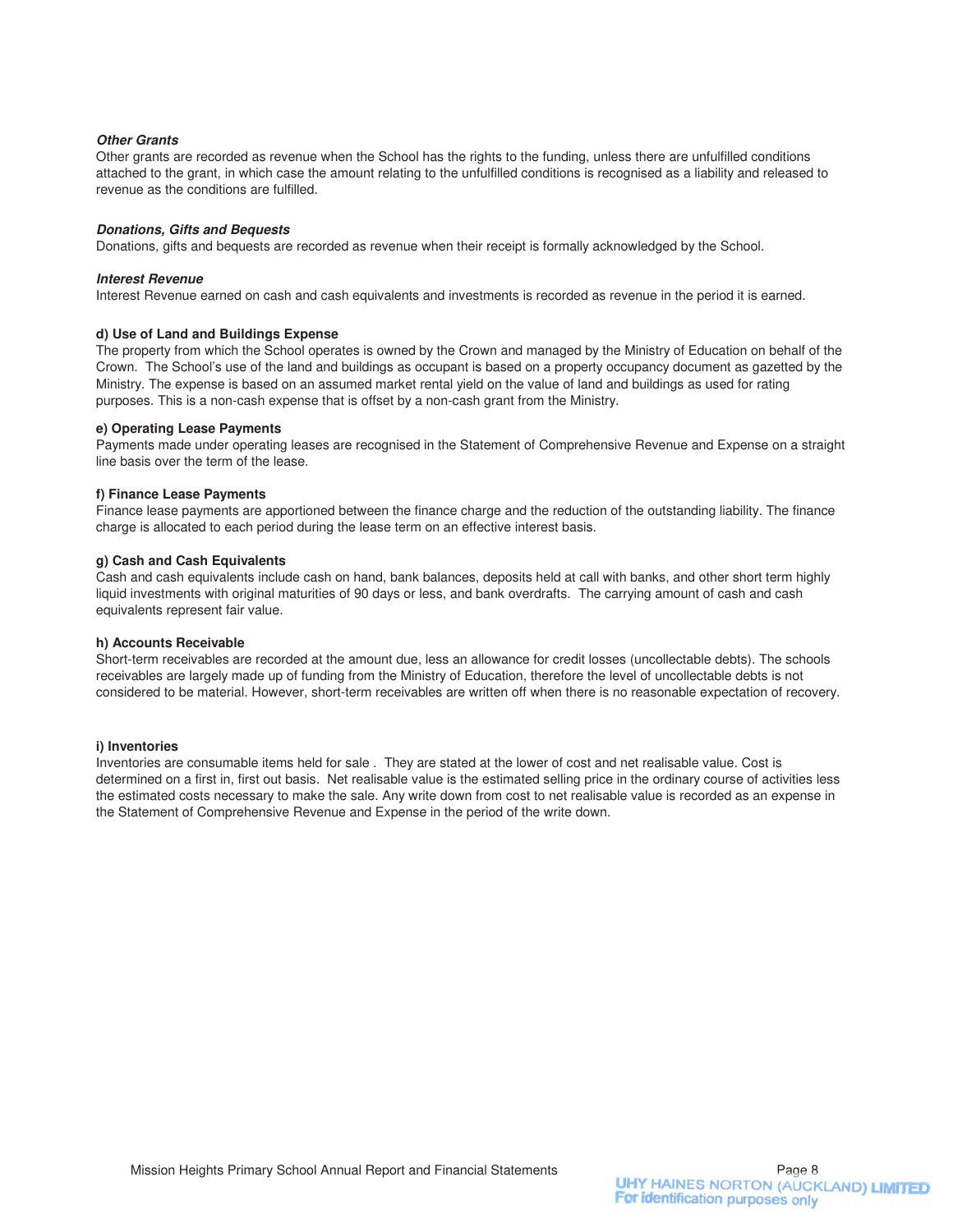***Other Grants***
Other grants are recorded as revenue when the School has the rights to the funding, unless there are unfulfilled conditions attached to the grant, in which case the amount relating to the unfulfilled conditions is recognised as a liability and released to revenue as the conditions are fulfilled.

***Donations, Gifts and Bequests***
Donations, gifts and bequests are recorded as revenue when their receipt is formally acknowledged by the School.

***Interest Revenue***
Interest Revenue earned on cash and cash equivalents and investments is recorded as revenue in the period it is earned.

**d) Use of Land and Buildings Expense**
The property from which the School operates is owned by the Crown and managed by the Ministry of Education on behalf of the Crown. The School's use of the land and buildings as occupant is based on a property occupancy document as gazetted by the Ministry. The expense is based on an assumed market rental yield on the value of land and buildings as used for rating purposes. This is a non-cash expense that is offset by a non-cash grant from the Ministry.

**e) Operating Lease Payments**
Payments made under operating leases are recognised in the Statement of Comprehensive Revenue and Expense on a straight line basis over the term of the lease.

**f) Finance Lease Payments**
Finance lease payments are apportioned between the finance charge and the reduction of the outstanding liability. The finance charge is allocated to each period during the lease term on an effective interest basis.

**g) Cash and Cash Equivalents**
Cash and cash equivalents include cash on hand, bank balances, deposits held at call with banks, and other short term highly liquid investments with original maturities of 90 days or less, and bank overdrafts. The carrying amount of cash and cash equivalents represent fair value.

**h) Accounts Receivable**
Short-term receivables are recorded at the amount due, less an allowance for credit losses (uncollectable debts). The schools receivables are largely made up of funding from the Ministry of Education, therefore the level of uncollectable debts is not considered to be material. However, short-term receivables are written off when there is no reasonable expectation of recovery.

**i) Inventories**
Inventories are consumable items held for sale . They are stated at the lower of cost and net realisable value. Cost is determined on a first in, first out basis. Net realisable value is the estimated selling price in the ordinary course of activities less the estimated costs necessary to make the sale. Any write down from cost to net realisable value is recorded as an expense in the Statement of Comprehensive Revenue and Expense in the period of the write down.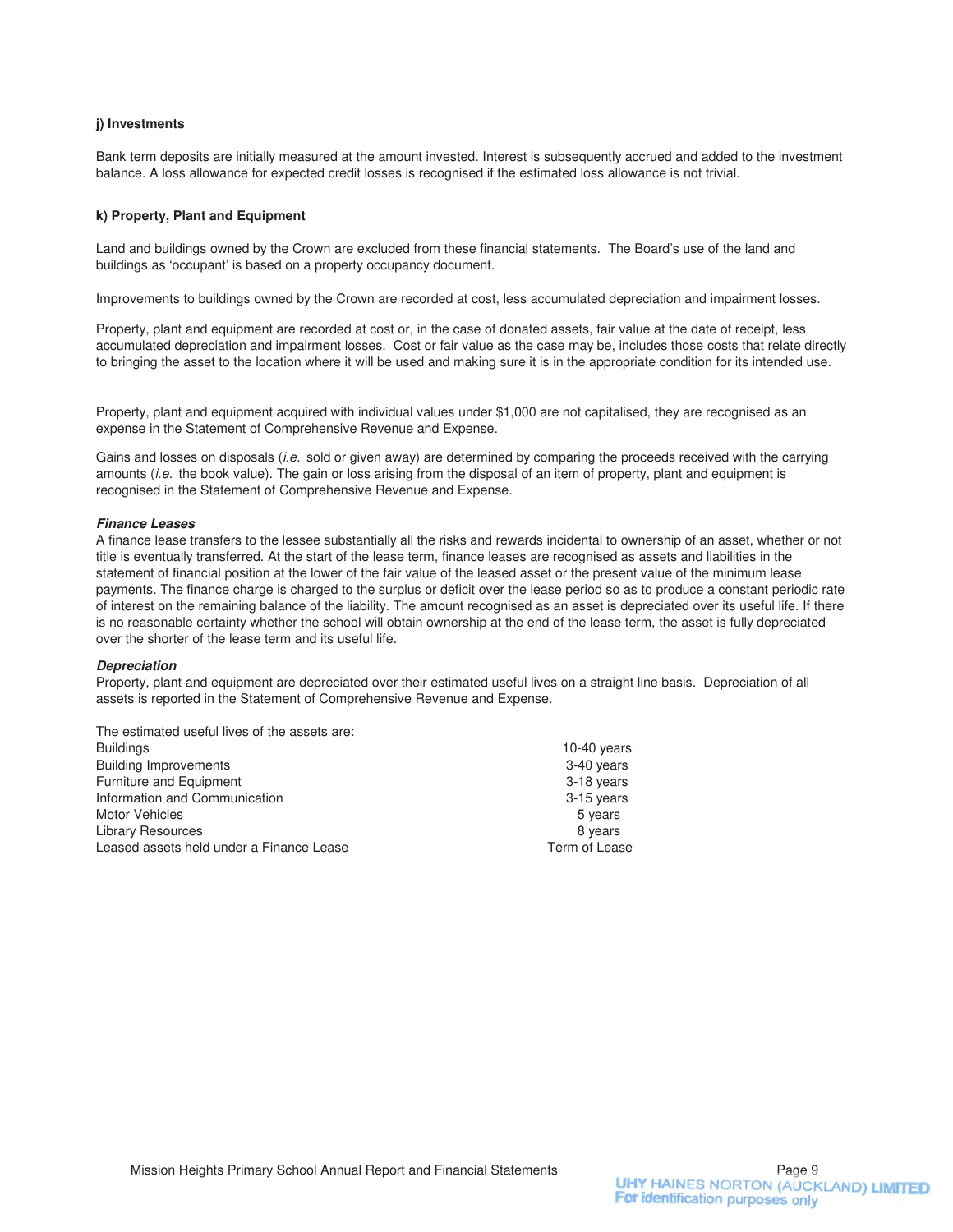**j) Investments**

Bank term deposits are initially measured at the amount invested. Interest is subsequently accrued and added to the investment balance. A loss allowance for expected credit losses is recognised if the estimated loss allowance is not trivial.

**k) Property, Plant and Equipment**

Land and buildings owned by the Crown are excluded from these financial statements. The Board's use of the land and buildings as 'occupant' is based on a property occupancy document.

Improvements to buildings owned by the Crown are recorded at cost, less accumulated depreciation and impairment losses.

Property, plant and equipment are recorded at cost or, in the case of donated assets, fair value at the date of receipt, less accumulated depreciation and impairment losses. Cost or fair value as the case may be, includes those costs that relate directly to bringing the asset to the location where it will be used and making sure it is in the appropriate condition for its intended use.

Property, plant and equipment acquired with individual values under $1,000 are not capitalised, they are recognised as an expense in the Statement of Comprehensive Revenue and Expense.

Gains and losses on disposals (*i.e.* sold or given away) are determined by comparing the proceeds received with the carrying amounts (*i.e.* the book value). The gain or loss arising from the disposal of an item of property, plant and equipment is recognised in the Statement of Comprehensive Revenue and Expense.

***Finance Leases***

A finance lease transfers to the lessee substantially all the risks and rewards incidental to ownership of an asset, whether or not title is eventually transferred. At the start of the lease term, finance leases are recognised as assets and liabilities in the statement of financial position at the lower of the fair value of the leased asset or the present value of the minimum lease payments. The finance charge is charged to the surplus or deficit over the lease period so as to produce a constant periodic rate of interest on the remaining balance of the liability. The amount recognised as an asset is depreciated over its useful life. If there is no reasonable certainty whether the school will obtain ownership at the end of the lease term, the asset is fully depreciated over the shorter of the lease term and its useful life.

***Depreciation***

Property, plant and equipment are depreciated over their estimated useful lives on a straight line basis. Depreciation of all assets is reported in the Statement of Comprehensive Revenue and Expense.

The estimated useful lives of the assets are:

| | |
|---|---|
| Buildings | 10-40 years |
| Building Improvements | 3-40 years |
| Furniture and Equipment | 3-18 years |
| Information and Communication | 3-15 years |
| Motor Vehicles | 5 years |
| Library Resources | 8 years |
| Leased assets held under a Finance Lease | Term of Lease |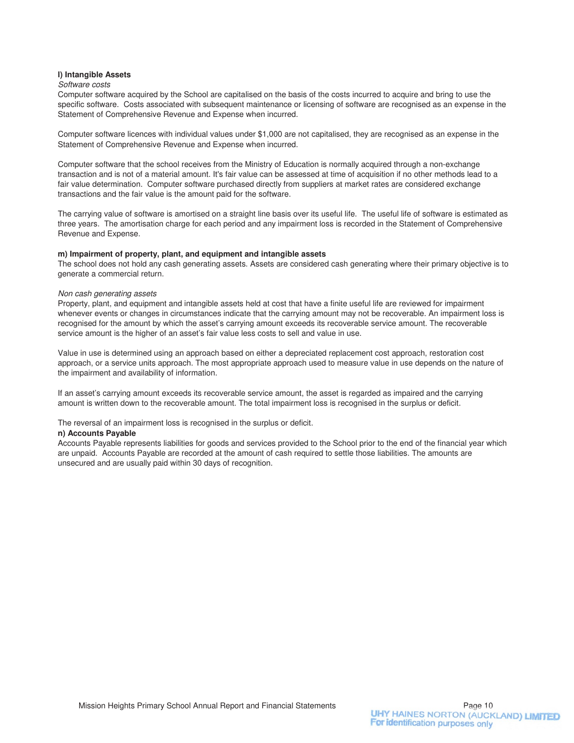**l) Intangible Assets**

*Software costs*

Computer software acquired by the School are capitalised on the basis of the costs incurred to acquire and bring to use the specific software. Costs associated with subsequent maintenance or licensing of software are recognised as an expense in the Statement of Comprehensive Revenue and Expense when incurred.

Computer software licences with individual values under $1,000 are not capitalised, they are recognised as an expense in the Statement of Comprehensive Revenue and Expense when incurred.

Computer software that the school receives from the Ministry of Education is normally acquired through a non-exchange transaction and is not of a material amount. It's fair value can be assessed at time of acquisition if no other methods lead to a fair value determination. Computer software purchased directly from suppliers at market rates are considered exchange transactions and the fair value is the amount paid for the software.

The carrying value of software is amortised on a straight line basis over its useful life. The useful life of software is estimated as three years. The amortisation charge for each period and any impairment loss is recorded in the Statement of Comprehensive Revenue and Expense.

**m) Impairment of property, plant, and equipment and intangible assets**

The school does not hold any cash generating assets. Assets are considered cash generating where their primary objective is to generate a commercial return.

*Non cash generating assets*

Property, plant, and equipment and intangible assets held at cost that have a finite useful life are reviewed for impairment whenever events or changes in circumstances indicate that the carrying amount may not be recoverable. An impairment loss is recognised for the amount by which the asset's carrying amount exceeds its recoverable service amount. The recoverable service amount is the higher of an asset's fair value less costs to sell and value in use.

Value in use is determined using an approach based on either a depreciated replacement cost approach, restoration cost approach, or a service units approach. The most appropriate approach used to measure value in use depends on the nature of the impairment and availability of information.

If an asset's carrying amount exceeds its recoverable service amount, the asset is regarded as impaired and the carrying amount is written down to the recoverable amount. The total impairment loss is recognised in the surplus or deficit.

The reversal of an impairment loss is recognised in the surplus or deficit.

**n) Accounts Payable**

Accounts Payable represents liabilities for goods and services provided to the School prior to the end of the financial year which are unpaid. Accounts Payable are recorded at the amount of cash required to settle those liabilities. The amounts are unsecured and are usually paid within 30 days of recognition.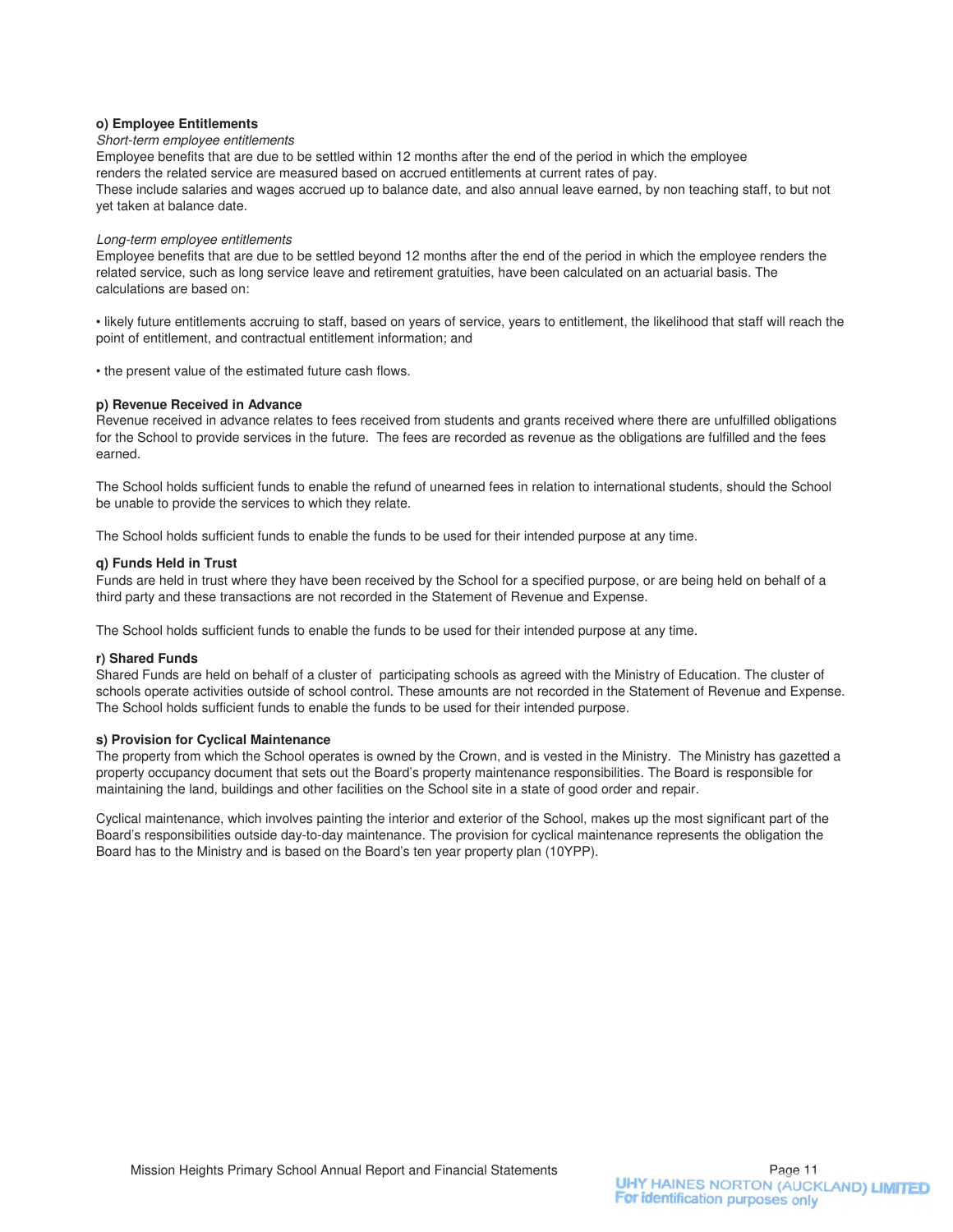**o) Employee Entitlements**

*Short-term employee entitlements*

Employee benefits that are due to be settled within 12 months after the end of the period in which the employee renders the related service are measured based on accrued entitlements at current rates of pay.

These include salaries and wages accrued up to balance date, and also annual leave earned, by non teaching staff, to but not yet taken at balance date.

*Long-term employee entitlements*

Employee benefits that are due to be settled beyond 12 months after the end of the period in which the employee renders the related service, such as long service leave and retirement gratuities, have been calculated on an actuarial basis. The calculations are based on:

- likely future entitlements accruing to staff, based on years of service, years to entitlement, the likelihood that staff will reach the point of entitlement, and contractual entitlement information; and

- the present value of the estimated future cash flows.

**p) Revenue Received in Advance**

Revenue received in advance relates to fees received from students and grants received where there are unfulfilled obligations for the School to provide services in the future. The fees are recorded as revenue as the obligations are fulfilled and the fees earned.

The School holds sufficient funds to enable the refund of unearned fees in relation to international students, should the School be unable to provide the services to which they relate.

The School holds sufficient funds to enable the funds to be used for their intended purpose at any time.

**q) Funds Held in Trust**

Funds are held in trust where they have been received by the School for a specified purpose, or are being held on behalf of a third party and these transactions are not recorded in the Statement of Revenue and Expense.

The School holds sufficient funds to enable the funds to be used for their intended purpose at any time.

**r) Shared Funds**

Shared Funds are held on behalf of a cluster of participating schools as agreed with the Ministry of Education. The cluster of schools operate activities outside of school control. These amounts are not recorded in the Statement of Revenue and Expense. The School holds sufficient funds to enable the funds to be used for their intended purpose.

**s) Provision for Cyclical Maintenance**

The property from which the School operates is owned by the Crown, and is vested in the Ministry. The Ministry has gazetted a property occupancy document that sets out the Board's property maintenance responsibilities. The Board is responsible for maintaining the land, buildings and other facilities on the School site in a state of good order and repair.

Cyclical maintenance, which involves painting the interior and exterior of the School, makes up the most significant part of the Board's responsibilities outside day-to-day maintenance. The provision for cyclical maintenance represents the obligation the Board has to the Ministry and is based on the Board's ten year property plan (10YPP).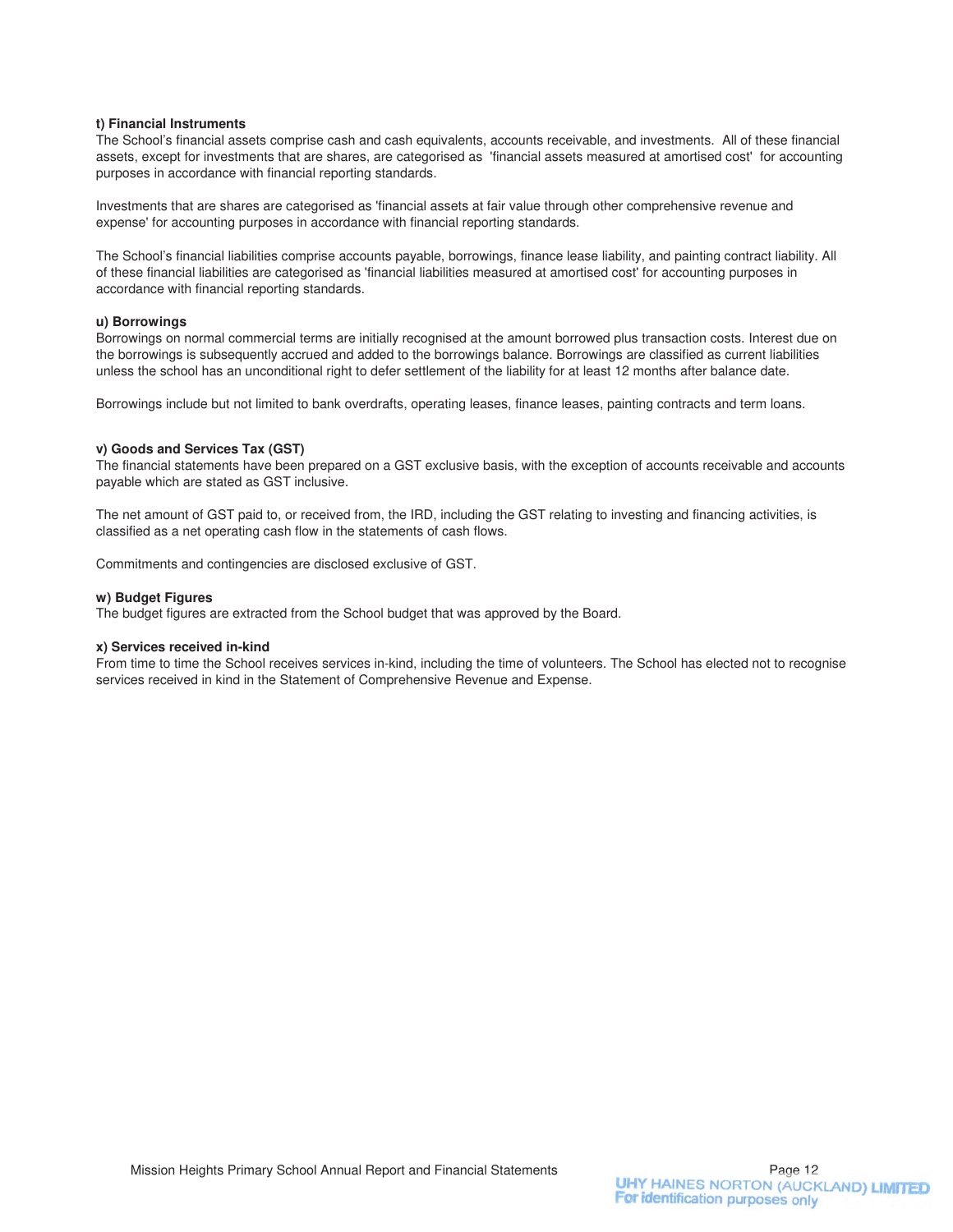**t) Financial Instruments**
The School's financial assets comprise cash and cash equivalents, accounts receivable, and investments. All of these financial assets, except for investments that are shares, are categorised as 'financial assets measured at amortised cost' for accounting purposes in accordance with financial reporting standards.

Investments that are shares are categorised as 'financial assets at fair value through other comprehensive revenue and expense' for accounting purposes in accordance with financial reporting standards.

The School's financial liabilities comprise accounts payable, borrowings, finance lease liability, and painting contract liability. All of these financial liabilities are categorised as 'financial liabilities measured at amortised cost' for accounting purposes in accordance with financial reporting standards.

**u) Borrowings**
Borrowings on normal commercial terms are initially recognised at the amount borrowed plus transaction costs. Interest due on the borrowings is subsequently accrued and added to the borrowings balance. Borrowings are classified as current liabilities unless the school has an unconditional right to defer settlement of the liability for at least 12 months after balance date.

Borrowings include but not limited to bank overdrafts, operating leases, finance leases, painting contracts and term loans.

**v) Goods and Services Tax (GST)**
The financial statements have been prepared on a GST exclusive basis, with the exception of accounts receivable and accounts payable which are stated as GST inclusive.

The net amount of GST paid to, or received from, the IRD, including the GST relating to investing and financing activities, is classified as a net operating cash flow in the statements of cash flows.

Commitments and contingencies are disclosed exclusive of GST.

**w) Budget Figures**
The budget figures are extracted from the School budget that was approved by the Board.

**x) Services received in-kind**
From time to time the School receives services in-kind, including the time of volunteers. The School has elected not to recognise services received in kind in the Statement of Comprehensive Revenue and Expense.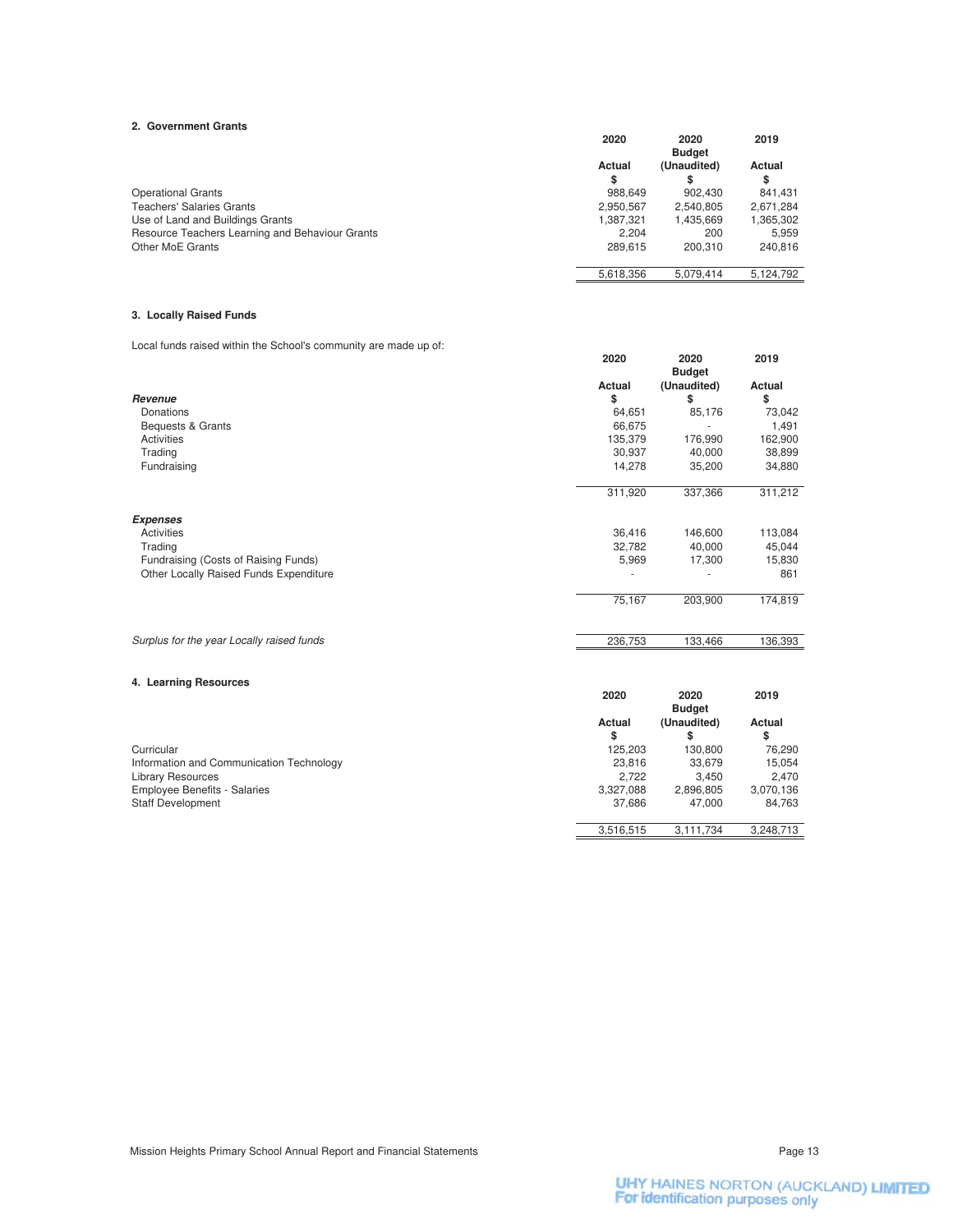## 2. Government Grants

| | 2020 Actual $ | 2020 Budget (Unaudited) $ | 2019 Actual $ |
|---|---|---|---|
| Operational Grants | 988,649 | 902,430 | 841,431 |
| Teachers' Salaries Grants | 2,950,567 | 2,540,805 | 2,671,284 |
| Use of Land and Buildings Grants | 1,387,321 | 1,435,669 | 1,365,302 |
| Resource Teachers Learning and Behaviour Grants | 2,204 | 200 | 5,959 |
| Other MoE Grants | 289,615 | 200,310 | 240,816 |
| | 5,618,356 | 5,079,414 | 5,124,792 |

## 3. Locally Raised Funds

Local funds raised within the School's community are made up of:

| | 2020 Actual $ | 2020 Budget (Unaudited) $ | 2019 Actual $ |
|---|---|---|---|
| ***Revenue*** | | | |
| Donations | 64,651 | 85,176 | 73,042 |
| Bequests & Grants | 66,675 | - | 1,491 |
| Activities | 135,379 | 176,990 | 162,900 |
| Trading | 30,937 | 40,000 | 38,899 |
| Fundraising | 14,278 | 35,200 | 34,880 |
| | 311,920 | 337,366 | 311,212 |
| ***Expenses*** | | | |
| Activities | 36,416 | 146,600 | 113,084 |
| Trading | 32,782 | 40,000 | 45,044 |
| Fundraising (Costs of Raising Funds) | 5,969 | 17,300 | 15,830 |
| Other Locally Raised Funds Expenditure | - | - | 861 |
| | 75,167 | 203,900 | 174,819 |
| *Surplus for the year Locally raised funds* | 236,753 | 133,466 | 136,393 |

## 4. Learning Resources

| | 2020 Actual $ | 2020 Budget (Unaudited) $ | 2019 Actual $ |
|---|---|---|---|
| Curricular | 125,203 | 130,800 | 76,290 |
| Information and Communication Technology | 23,816 | 33,679 | 15,054 |
| Library Resources | 2,722 | 3,450 | 2,470 |
| Employee Benefits - Salaries | 3,327,088 | 2,896,805 | 3,070,136 |
| Staff Development | 37,686 | 47,000 | 84,763 |
| | 3,516,515 | 3,111,734 | 3,248,713 |

UHY HAINES NORTON (AUCKLAND) LIMITED
For identification purposes only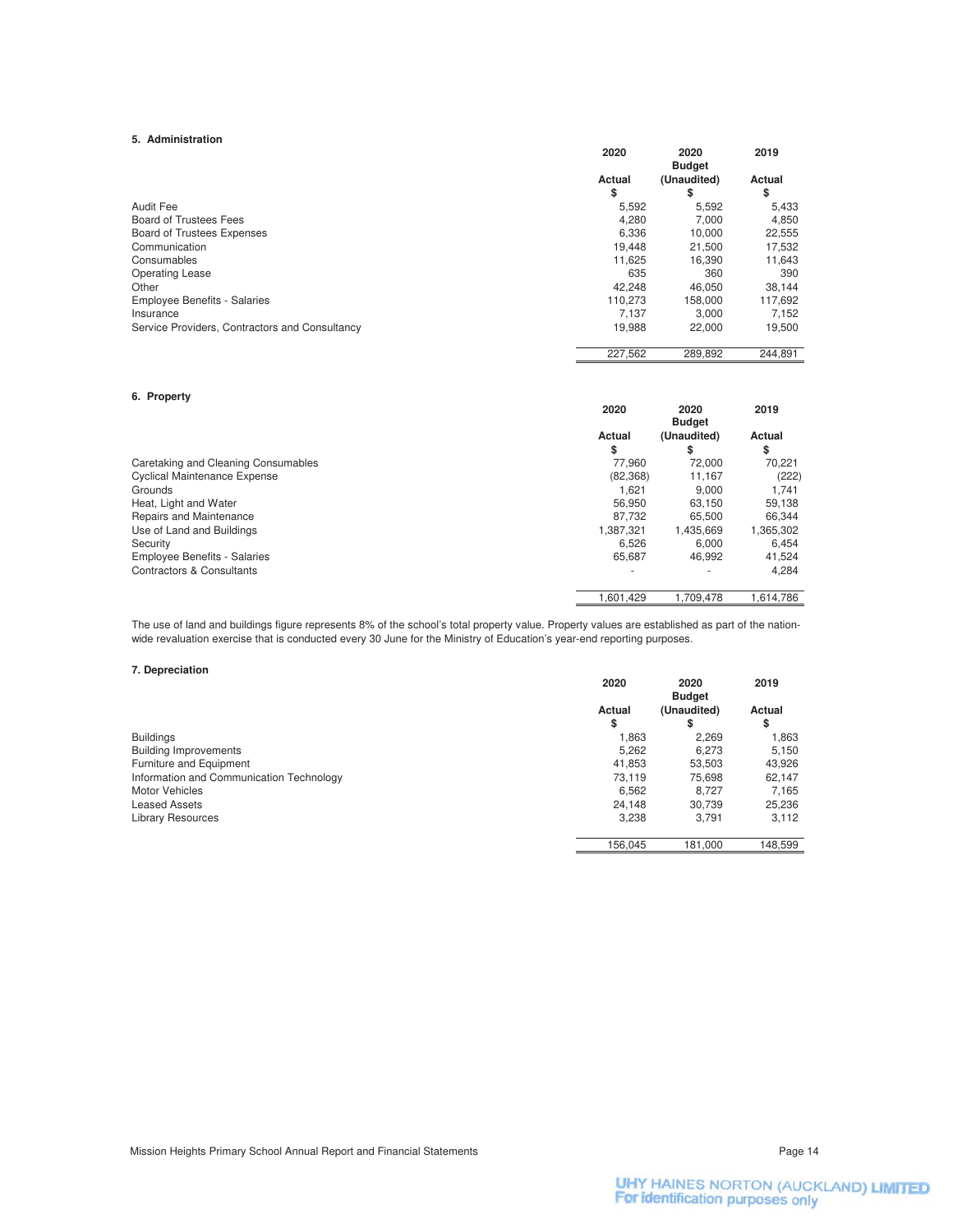### 5. Administration

| | 2020 Actual $ | 2020 Budget (Unaudited) $ | 2019 Actual $ |
|---|---|---|---|
| Audit Fee | 5,592 | 5,592 | 5,433 |
| Board of Trustees Fees | 4,280 | 7,000 | 4,850 |
| Board of Trustees Expenses | 6,336 | 10,000 | 22,555 |
| Communication | 19,448 | 21,500 | 17,532 |
| Consumables | 11,625 | 16,390 | 11,643 |
| Operating Lease | 635 | 360 | 390 |
| Other | 42,248 | 46,050 | 38,144 |
| Employee Benefits - Salaries | 110,273 | 158,000 | 117,692 |
| Insurance | 7,137 | 3,000 | 7,152 |
| Service Providers, Contractors and Consultancy | 19,988 | 22,000 | 19,500 |
| | 227,562 | 289,892 | 244,891 |

### 6. Property

| | 2020 Actual $ | 2020 Budget (Unaudited) $ | 2019 Actual $ |
|---|---|---|---|
| Caretaking and Cleaning Consumables | 77,960 | 72,000 | 70,221 |
| Cyclical Maintenance Expense | (82,368) | 11,167 | (222) |
| Grounds | 1,621 | 9,000 | 1,741 |
| Heat, Light and Water | 56,950 | 63,150 | 59,138 |
| Repairs and Maintenance | 87,732 | 65,500 | 66,344 |
| Use of Land and Buildings | 1,387,321 | 1,435,669 | 1,365,302 |
| Security | 6,526 | 6,000 | 6,454 |
| Employee Benefits - Salaries | 65,687 | 46,992 | 41,524 |
| Contractors & Consultants | - | - | 4,284 |
| | 1,601,429 | 1,709,478 | 1,614,786 |

The use of land and buildings figure represents 8% of the school's total property value. Property values are established as part of the nation-wide revaluation exercise that is conducted every 30 June for the Ministry of Education's year-end reporting purposes.

### 7. Depreciation

| | 2020 Actual $ | 2020 Budget (Unaudited) $ | 2019 Actual $ |
|---|---|---|---|
| Buildings | 1,863 | 2,269 | 1,863 |
| Building Improvements | 5,262 | 6,273 | 5,150 |
| Furniture and Equipment | 41,853 | 53,503 | 43,926 |
| Information and Communication Technology | 73,119 | 75,698 | 62,147 |
| Motor Vehicles | 6,562 | 8,727 | 7,165 |
| Leased Assets | 24,148 | 30,739 | 25,236 |
| Library Resources | 3,238 | 3,791 | 3,112 |
| | 156,045 | 181,000 | 148,599 |

UHY HAINES NORTON (AUCKLAND) LIMITED
For identification purposes only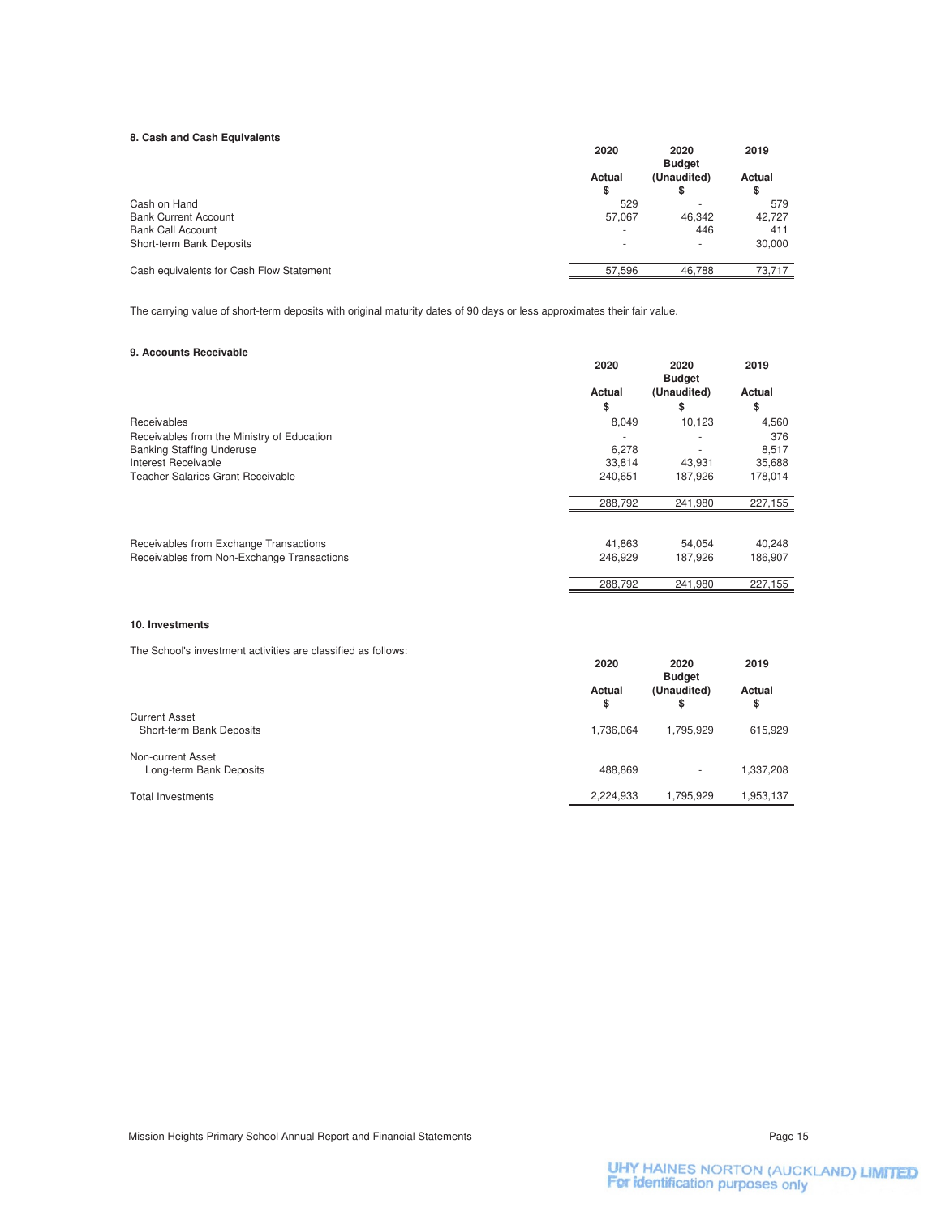### 8. Cash and Cash Equivalents

| | 2020 Actual $ | 2020 Budget (Unaudited) $ | 2019 Actual $ |
|---|---|---|---|
| Cash on Hand | 529 | - | 579 |
| Bank Current Account | 57,067 | 46,342 | 42,727 |
| Bank Call Account | - | 446 | 411 |
| Short-term Bank Deposits | - | - | 30,000 |
| Cash equivalents for Cash Flow Statement | 57,596 | 46,788 | 73,717 |

The carrying value of short-term deposits with original maturity dates of 90 days or less approximates their fair value.

### 9. Accounts Receivable

| | 2020 Actual $ | 2020 Budget (Unaudited) $ | 2019 Actual $ |
|---|---|---|---|
| Receivables | 8,049 | 10,123 | 4,560 |
| Receivables from the Ministry of Education | - | - | 376 |
| Banking Staffing Underuse | 6,278 | - | 8,517 |
| Interest Receivable | 33,814 | 43,931 | 35,688 |
| Teacher Salaries Grant Receivable | 240,651 | 187,926 | 178,014 |
| | 288,792 | 241,980 | 227,155 |
| | | | |
| Receivables from Exchange Transactions | 41,863 | 54,054 | 40,248 |
| Receivables from Non-Exchange Transactions | 246,929 | 187,926 | 186,907 |
| | 288,792 | 241,980 | 227,155 |

### 10. Investments

The School's investment activities are classified as follows:

| | 2020 Actual $ | 2020 Budget (Unaudited) $ | 2019 Actual $ |
|---|---|---|---|
| Current Asset | | | |
| Short-term Bank Deposits | 1,736,064 | 1,795,929 | 615,929 |
| Non-current Asset | | | |
| Long-term Bank Deposits | 488,869 | - | 1,337,208 |
| Total Investments | 2,224,933 | 1,795,929 | 1,953,137 |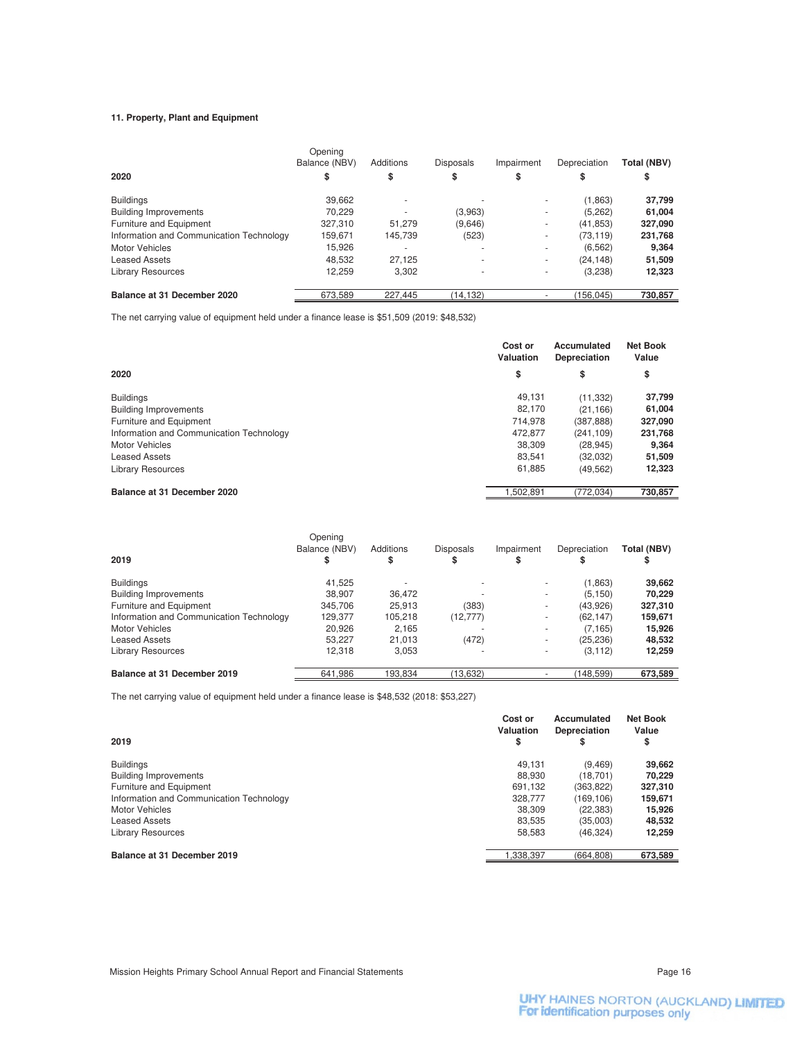### 11. Property, Plant and Equipment

| 2020 | Opening Balance (NBV) $ | Additions $ | Disposals $ | Impairment $ | Depreciation $ | Total (NBV) $ |
|---|---|---|---|---|---|---|
| Buildings | 39,662 | - | - | - | (1,863) | **37,799** |
| Building Improvements | 70,229 | - | (3,963) | - | (5,262) | **61,004** |
| Furniture and Equipment | 327,310 | 51,279 | (9,646) | - | (41,853) | **327,090** |
| Information and Communication Technology | 159,671 | 145,739 | (523) | - | (73,119) | **231,768** |
| Motor Vehicles | 15,926 | - | - | - | (6,562) | **9,364** |
| Leased Assets | 48,532 | 27,125 | - | - | (24,148) | **51,509** |
| Library Resources | 12,259 | 3,302 | - | - | (3,238) | **12,323** |
| **Balance at 31 December 2020** | 673,589 | 227,445 | (14,132) | - | (156,045) | **730,857** |

The net carrying value of equipment held under a finance lease is $51,509 (2019: $48,532)

| 2020 | Cost or Valuation $ | Accumulated Depreciation $ | Net Book Value $ |
|---|---|---|---|
| Buildings | 49,131 | (11,332) | **37,799** |
| Building Improvements | 82,170 | (21,166) | **61,004** |
| Furniture and Equipment | 714,978 | (387,888) | **327,090** |
| Information and Communication Technology | 472,877 | (241,109) | **231,768** |
| Motor Vehicles | 38,309 | (28,945) | **9,364** |
| Leased Assets | 83,541 | (32,032) | **51,509** |
| Library Resources | 61,885 | (49,562) | **12,323** |
| **Balance at 31 December 2020** | 1,502,891 | (772,034) | **730,857** |

| 2019 | Opening Balance (NBV) $ | Additions $ | Disposals $ | Impairment $ | Depreciation $ | Total (NBV) $ |
|---|---|---|---|---|---|---|
| Buildings | 41,525 | - | - | - | (1,863) | **39,662** |
| Building Improvements | 38,907 | 36,472 | - | - | (5,150) | **70,229** |
| Furniture and Equipment | 345,706 | 25,913 | (383) | - | (43,926) | **327,310** |
| Information and Communication Technology | 129,377 | 105,218 | (12,777) | - | (62,147) | **159,671** |
| Motor Vehicles | 20,926 | 2,165 | - | - | (7,165) | **15,926** |
| Leased Assets | 53,227 | 21,013 | (472) | - | (25,236) | **48,532** |
| Library Resources | 12,318 | 3,053 | - | - | (3,112) | **12,259** |
| **Balance at 31 December 2019** | 641,986 | 193,834 | (13,632) | - | (148,599) | **673,589** |

The net carrying value of equipment held under a finance lease is $48,532 (2018: $53,227)

| 2019 | Cost or Valuation $ | Accumulated Depreciation $ | Net Book Value $ |
|---|---|---|---|
| Buildings | 49,131 | (9,469) | **39,662** |
| Building Improvements | 88,930 | (18,701) | **70,229** |
| Furniture and Equipment | 691,132 | (363,822) | **327,310** |
| Information and Communication Technology | 328,777 | (169,106) | **159,671** |
| Motor Vehicles | 38,309 | (22,383) | **15,926** |
| Leased Assets | 83,535 | (35,003) | **48,532** |
| Library Resources | 58,583 | (46,324) | **12,259** |
| **Balance at 31 December 2019** | 1,338,397 | (664,808) | **673,589** |

UHY HAINES NORTON (AUCKLAND) LIMITED
For identification purposes only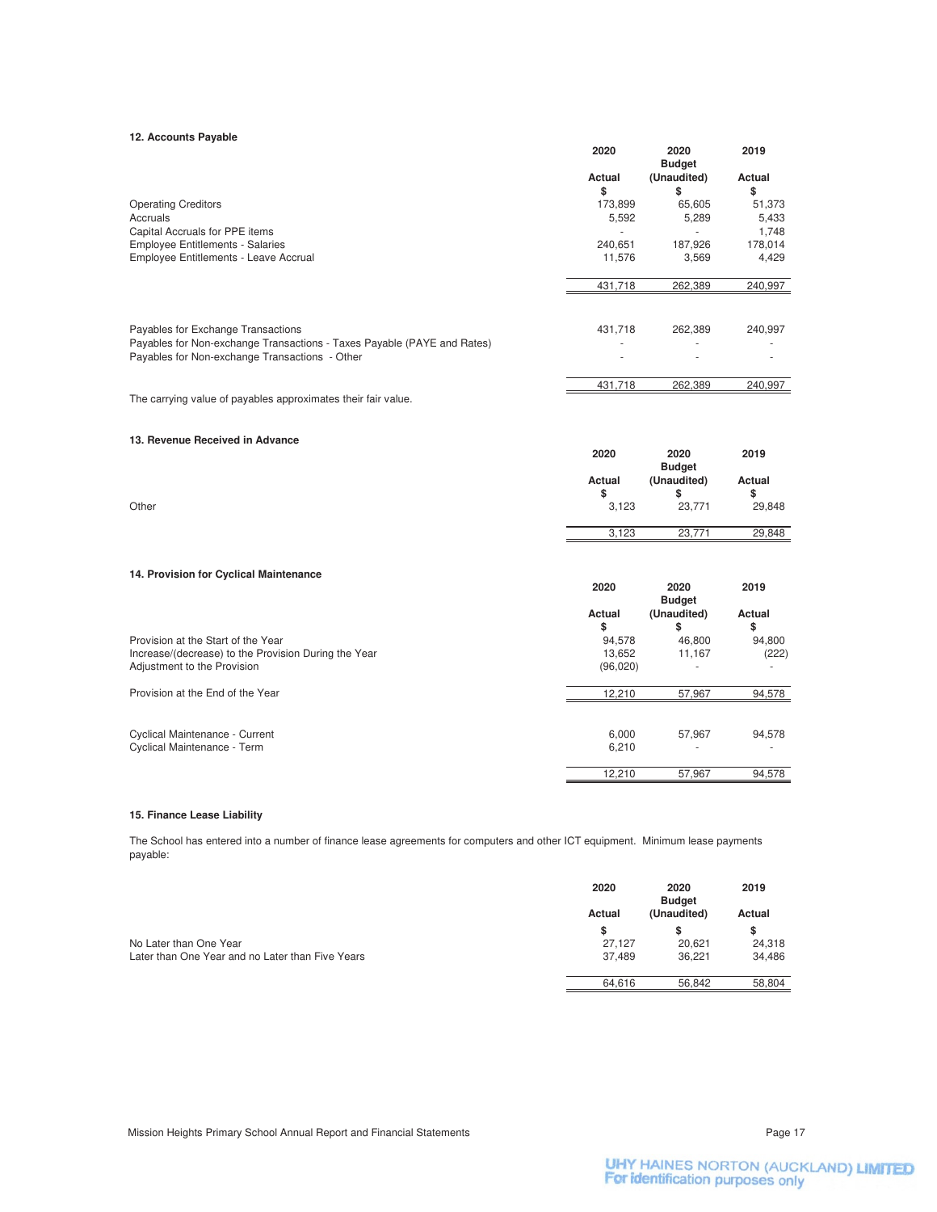## 12. Accounts Payable

| | 2020 Actual $ | 2020 Budget (Unaudited) $ | 2019 Actual $ |
|---|---|---|---|
| Operating Creditors | 173,899 | 65,605 | 51,373 |
| Accruals | 5,592 | 5,289 | 5,433 |
| Capital Accruals for PPE items | - | - | 1,748 |
| Employee Entitlements - Salaries | 240,651 | 187,926 | 178,014 |
| Employee Entitlements - Leave Accrual | 11,576 | 3,569 | 4,429 |
| | 431,718 | 262,389 | 240,997 |
| | | | |
| Payables for Exchange Transactions | 431,718 | 262,389 | 240,997 |
| Payables for Non-exchange Transactions - Taxes Payable (PAYE and Rates) | - | - | - |
| Payables for Non-exchange Transactions - Other | - | - | - |
| | 431,718 | 262,389 | 240,997 |

The carrying value of payables approximates their fair value.

## 13. Revenue Received in Advance

| | 2020 Actual $ | 2020 Budget (Unaudited) $ | 2019 Actual $ |
|---|---|---|---|
| Other | 3,123 | 23,771 | 29,848 |
| | 3,123 | 23,771 | 29,848 |

## 14. Provision for Cyclical Maintenance

| | 2020 Actual $ | 2020 Budget (Unaudited) $ | 2019 Actual $ |
|---|---|---|---|
| Provision at the Start of the Year | 94,578 | 46,800 | 94,800 |
| Increase/(decrease) to the Provision During the Year | 13,652 | 11,167 | (222) |
| Adjustment to the Provision | (96,020) | - | - |
| Provision at the End of the Year | 12,210 | 57,967 | 94,578 |
| | | | |
| Cyclical Maintenance - Current | 6,000 | 57,967 | 94,578 |
| Cyclical Maintenance - Term | 6,210 | - | - |
| | 12,210 | 57,967 | 94,578 |

## 15. Finance Lease Liability

The School has entered into a number of finance lease agreements for computers and other ICT equipment. Minimum lease payments payable:

| | 2020 Actual $ | 2020 Budget (Unaudited) $ | 2019 Actual $ |
|---|---|---|---|
| No Later than One Year | 27,127 | 20,621 | 24,318 |
| Later than One Year and no Later than Five Years | 37,489 | 36,221 | 34,486 |
| | 64,616 | 56,842 | 58,804 |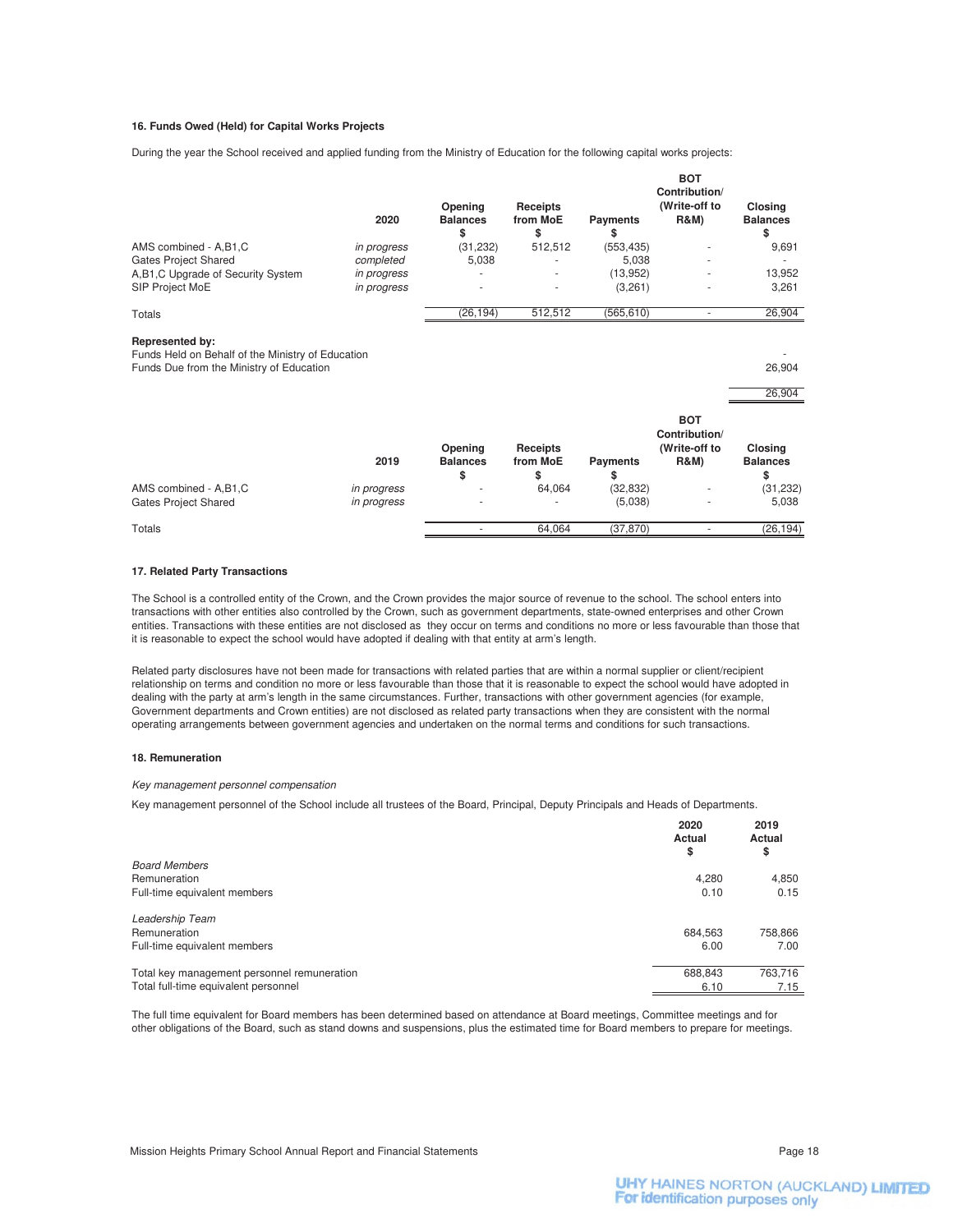### 16. Funds Owed (Held) for Capital Works Projects

During the year the School received and applied funding from the Ministry of Education for the following capital works projects:

| | 2020 | Opening Balances $ | Receipts from MoE $ | Payments $ | BOT Contribution/ (Write-off to R&M) | Closing Balances $ |
|---|---|---|---|---|---|---|
| AMS combined - A,B1,C | *in progress* | (31,232) | 512,512 | (553,435) | - | 9,691 |
| Gates Project Shared | *completed* | 5,038 | - | 5,038 | - | - |
| A,B1,C Upgrade of Security System | *in progress* | - | - | (13,952) | - | 13,952 |
| SIP Project MoE | *in progress* | - | - | (3,261) | - | 3,261 |
| Totals | | (26,194) | 512,512 | (565,610) | - | 26,904 |

**Represented by:**

| | |
|---|---|
| Funds Held on Behalf of the Ministry of Education | - |
| Funds Due from the Ministry of Education | 26,904 |
| | 26,904 |

| | 2019 | Opening Balances $ | Receipts from MoE $ | Payments $ | BOT Contribution/ (Write-off to R&M) | Closing Balances $ |
|---|---|---|---|---|---|---|
| AMS combined - A,B1,C | *in progress* | - | 64,064 | (32,832) | - | (31,232) |
| Gates Project Shared | *in progress* | - | - | (5,038) | - | 5,038 |
| Totals | | - | 64,064 | (37,870) | - | (26,194) |

### 17. Related Party Transactions

The School is a controlled entity of the Crown, and the Crown provides the major source of revenue to the school. The school enters into transactions with other entities also controlled by the Crown, such as government departments, state-owned enterprises and other Crown entities. Transactions with these entities are not disclosed as they occur on terms and conditions no more or less favourable than those that it is reasonable to expect the school would have adopted if dealing with that entity at arm's length.

Related party disclosures have not been made for transactions with related parties that are within a normal supplier or client/recipient relationship on terms and condition no more or less favourable than those that it is reasonable to expect the school would have adopted in dealing with the party at arm's length in the same circumstances. Further, transactions with other government agencies (for example, Government departments and Crown entities) are not disclosed as related party transactions when they are consistent with the normal operating arrangements between government agencies and undertaken on the normal terms and conditions for such transactions.

### 18. Remuneration

*Key management personnel compensation*

Key management personnel of the School include all trustees of the Board, Principal, Deputy Principals and Heads of Departments.

| | 2020 Actual $ | 2019 Actual $ |
|---|---|---|
| *Board Members* | | |
| Remuneration | 4,280 | 4,850 |
| Full-time equivalent members | 0.10 | 0.15 |
| *Leadership Team* | | |
| Remuneration | 684,563 | 758,866 |
| Full-time equivalent members | 6.00 | 7.00 |
| Total key management personnel remuneration | 688,843 | 763,716 |
| Total full-time equivalent personnel | 6.10 | 7.15 |

The full time equivalent for Board members has been determined based on attendance at Board meetings, Committee meetings and for other obligations of the Board, such as stand downs and suspensions, plus the estimated time for Board members to prepare for meetings.

UHY HAINES NORTON (AUCKLAND) LIMITED
For identification purposes only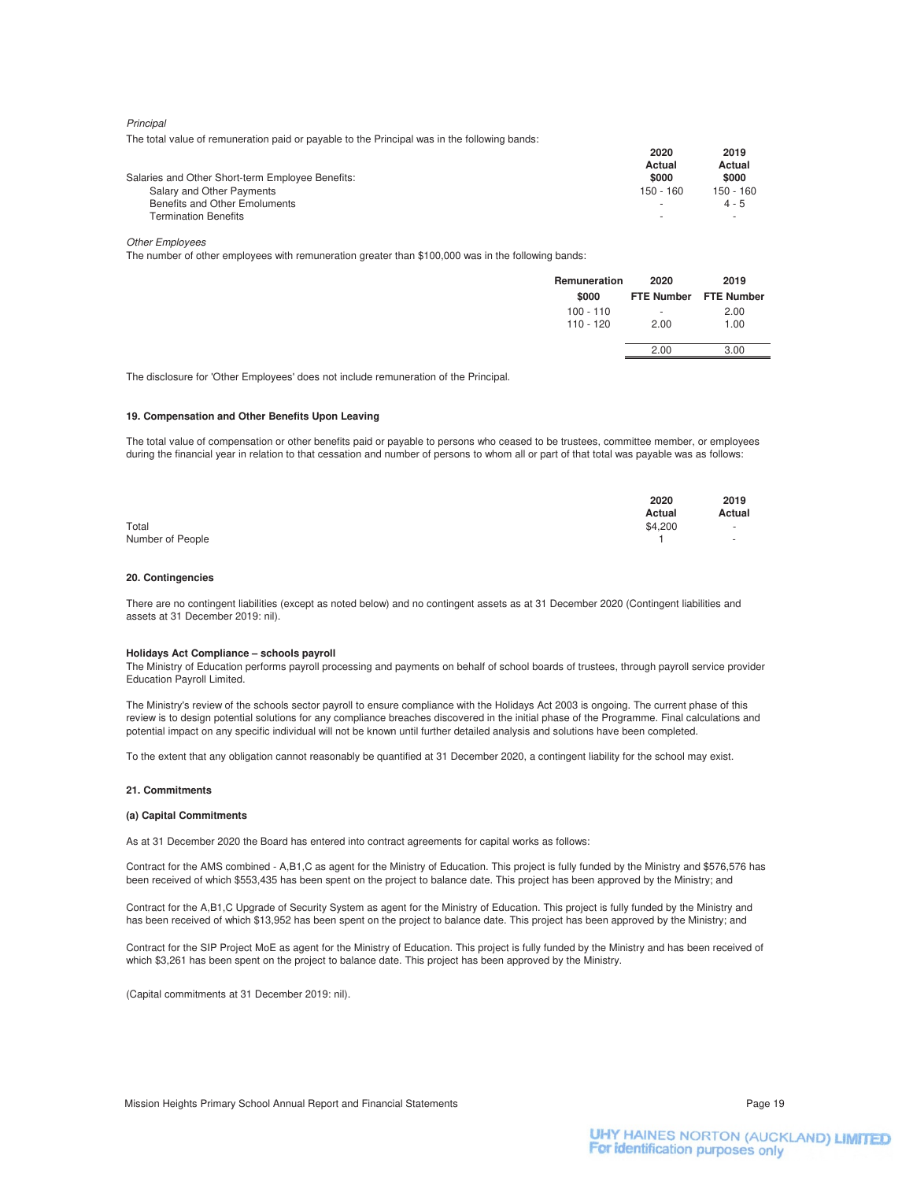*Principal*

The total value of remuneration paid or payable to the Principal was in the following bands:

| | 2020 Actual $000 | 2019 Actual $000 |
|---|---|---|
| Salaries and Other Short-term Employee Benefits: | | |
| Salary and Other Payments | 150 - 160 | 150 - 160 |
| Benefits and Other Emoluments | - | 4 - 5 |
| Termination Benefits | - | - |

*Other Employees*

The number of other employees with remuneration greater than $100,000 was in the following bands:

| Remuneration $000 | 2020 FTE Number | 2019 FTE Number |
|---|---|---|
| 100 - 110 | - | 2.00 |
| 110 - 120 | 2.00 | 1.00 |
| | 2.00 | 3.00 |

The disclosure for 'Other Employees' does not include remuneration of the Principal.

**19. Compensation and Other Benefits Upon Leaving**

The total value of compensation or other benefits paid or payable to persons who ceased to be trustees, committee member, or employees during the financial year in relation to that cessation and number of persons to whom all or part of that total was payable was as follows:

| | 2020 Actual | 2019 Actual |
|---|---|---|
| Total | $4,200 | - |
| Number of People | 1 | - |

**20. Contingencies**

There are no contingent liabilities (except as noted below) and no contingent assets as at 31 December 2020 (Contingent liabilities and assets at 31 December 2019: nil).

**Holidays Act Compliance – schools payroll**

The Ministry of Education performs payroll processing and payments on behalf of school boards of trustees, through payroll service provider Education Payroll Limited.

The Ministry's review of the schools sector payroll to ensure compliance with the Holidays Act 2003 is ongoing. The current phase of this review is to design potential solutions for any compliance breaches discovered in the initial phase of the Programme. Final calculations and potential impact on any specific individual will not be known until further detailed analysis and solutions have been completed.

To the extent that any obligation cannot reasonably be quantified at 31 December 2020, a contingent liability for the school may exist.

**21. Commitments**

**(a) Capital Commitments**

As at 31 December 2020 the Board has entered into contract agreements for capital works as follows:

Contract for the AMS combined - A,B1,C as agent for the Ministry of Education. This project is fully funded by the Ministry and $576,576 has been received of which $553,435 has been spent on the project to balance date. This project has been approved by the Ministry; and

Contract for the A,B1,C Upgrade of Security System as agent for the Ministry of Education. This project is fully funded by the Ministry and has been received of which $13,952 has been spent on the project to balance date. This project has been approved by the Ministry; and

Contract for the SIP Project MoE as agent for the Ministry of Education. This project is fully funded by the Ministry and has been received of which $3,261 has been spent on the project to balance date. This project has been approved by the Ministry.

(Capital commitments at 31 December 2019: nil).

UHY HAINES NORTON (AUCKLAND) LIMITED
For identification purposes only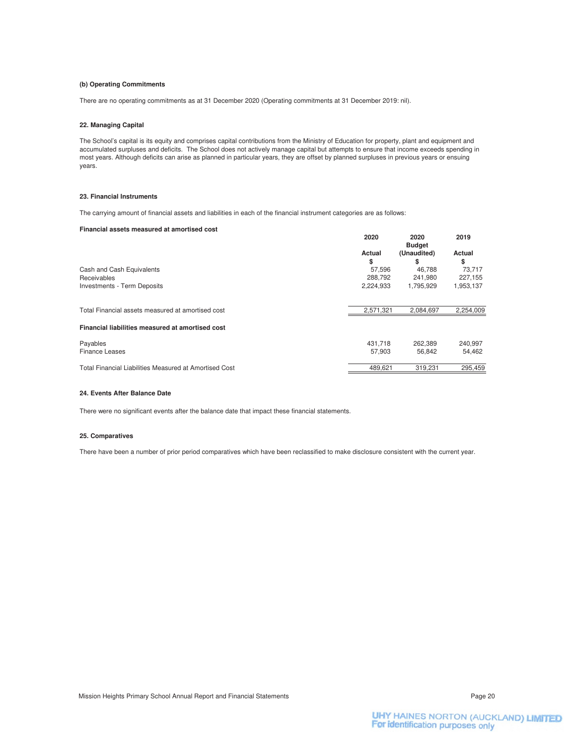**(b) Operating Commitments**

There are no operating commitments as at 31 December 2020 (Operating commitments at 31 December 2019: nil).

**22. Managing Capital**

The School's capital is its equity and comprises capital contributions from the Ministry of Education for property, plant and equipment and accumulated surpluses and deficits. The School does not actively manage capital but attempts to ensure that income exceeds spending in most years. Although deficits can arise as planned in particular years, they are offset by planned surpluses in previous years or ensuing years.

**23. Financial Instruments**

The carrying amount of financial assets and liabilities in each of the financial instrument categories are as follows:

| | 2020 | 2020 | 2019 |
|---|---|---|---|
| | Actual | Budget (Unaudited) | Actual |
| | $ | $ | $ |
| **Financial assets measured at amortised cost** | | | |
| Cash and Cash Equivalents | 57,596 | 46,788 | 73,717 |
| Receivables | 288,792 | 241,980 | 227,155 |
| Investments - Term Deposits | 2,224,933 | 1,795,929 | 1,953,137 |
| Total Financial assets measured at amortised cost | 2,571,321 | 2,084,697 | 2,254,009 |
| **Financial liabilities measured at amortised cost** | | | |
| Payables | 431,718 | 262,389 | 240,997 |
| Finance Leases | 57,903 | 56,842 | 54,462 |
| Total Financial Liabilities Measured at Amortised Cost | 489,621 | 319,231 | 295,459 |

**24. Events After Balance Date**

There were no significant events after the balance date that impact these financial statements.

**25. Comparatives**

There have been a number of prior period comparatives which have been reclassified to make disclosure consistent with the current year.

UHY HAINES NORTON (AUCKLAND) LIMITED
For identification purposes only